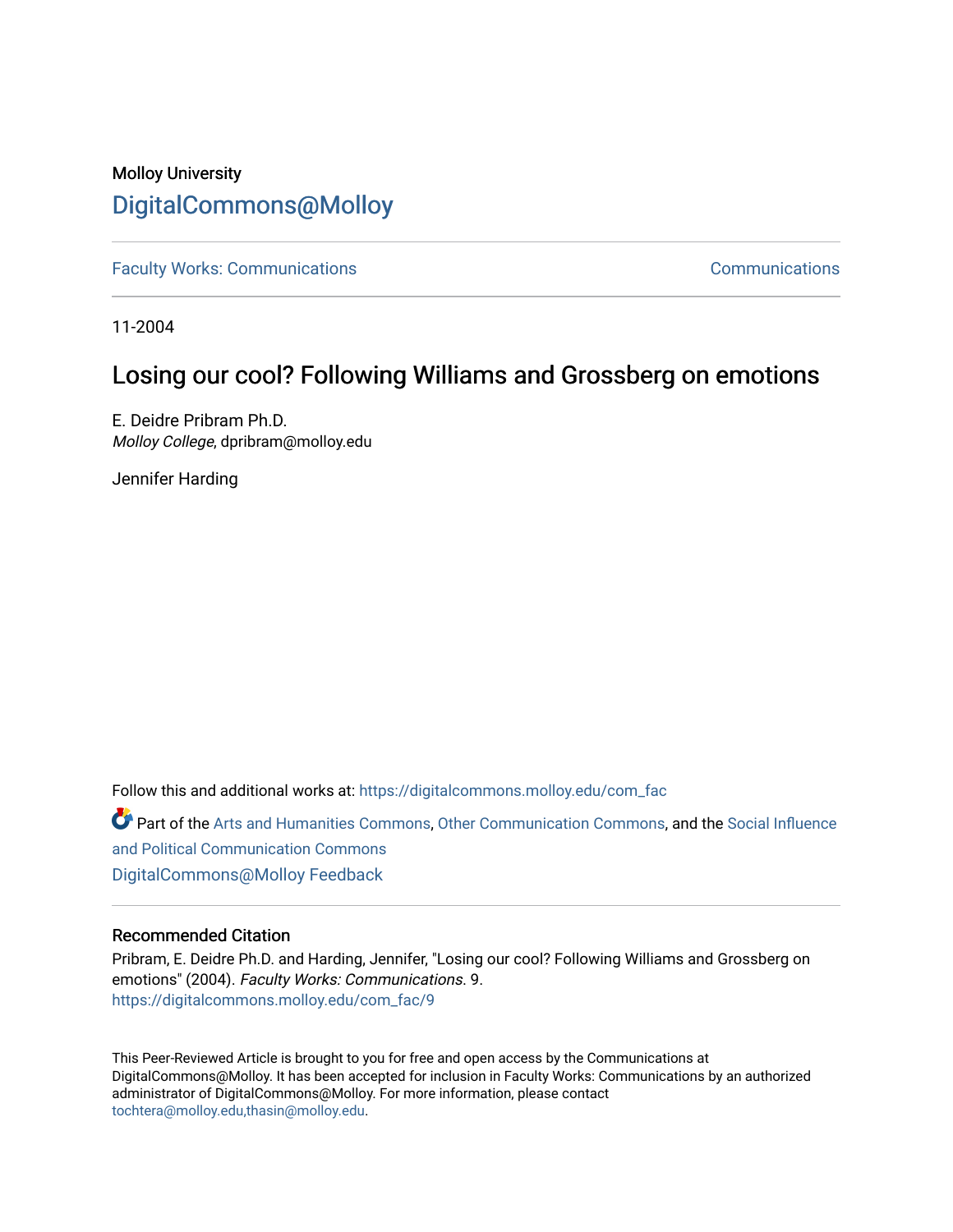Molloy University

# DigitalCommons@Molloy

Faculty Works: Communications

Communications

11-2004

## Losing our cool? Following Williams and Grossberg on emotions

E. Deidre Pribram Ph.D.
*Molloy College*, dpribram@molloy.edu

Jennifer Harding

Follow this and additional works at: https://digitalcommons.molloy.edu/com_fac

Part of the Arts and Humanities Commons, Other Communication Commons, and the Social Influence and Political Communication Commons

DigitalCommons@Molloy Feedback

### Recommended Citation

Pribram, E. Deidre Ph.D. and Harding, Jennifer, "Losing our cool? Following Williams and Grossberg on emotions" (2004). *Faculty Works: Communications*. 9.
https://digitalcommons.molloy.edu/com_fac/9

This Peer-Reviewed Article is brought to you for free and open access by the Communications at DigitalCommons@Molloy. It has been accepted for inclusion in Faculty Works: Communications by an authorized administrator of DigitalCommons@Molloy. For more information, please contact tochtera@molloy.edu,thasin@molloy.edu.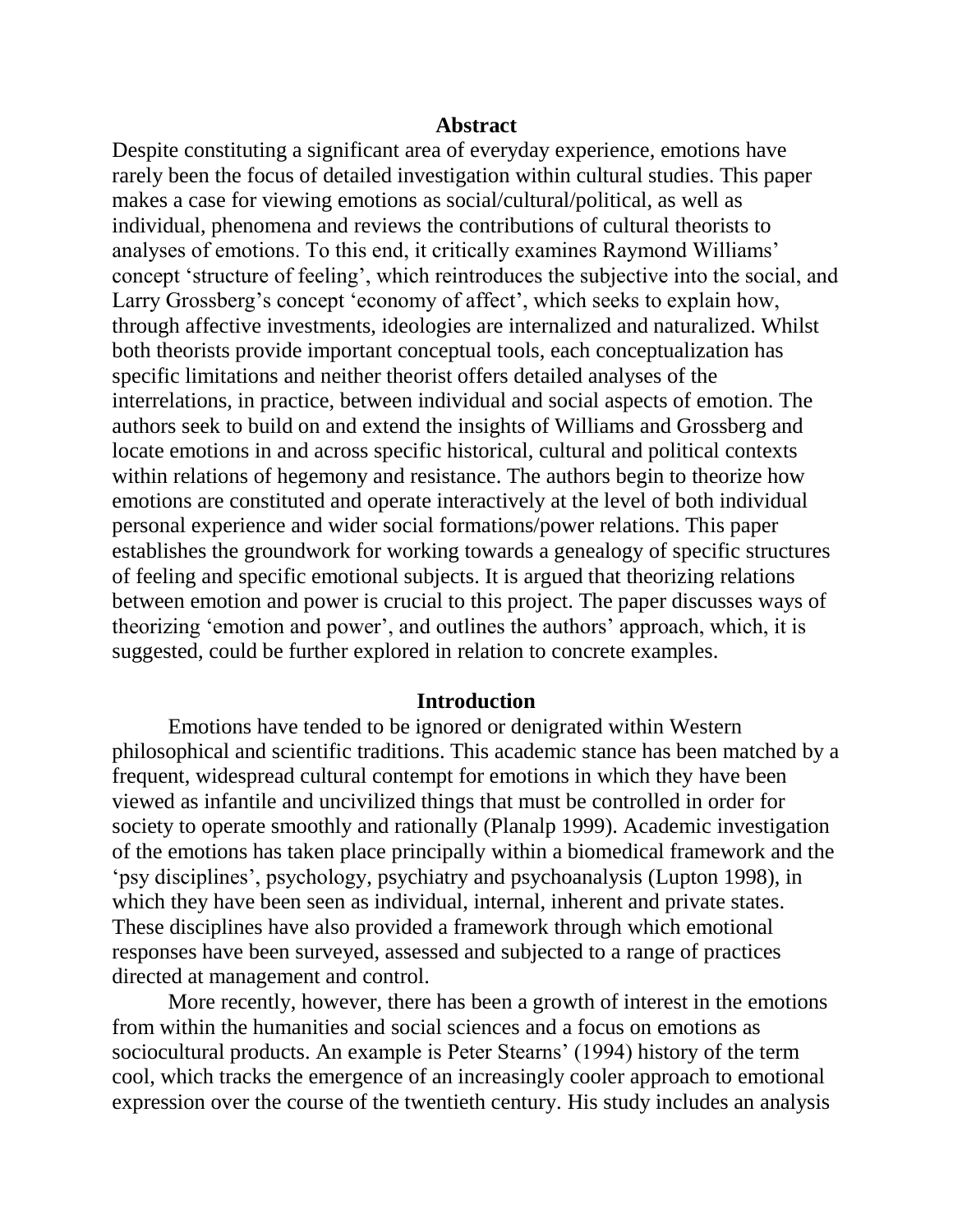## Abstract

Despite constituting a significant area of everyday experience, emotions have rarely been the focus of detailed investigation within cultural studies. This paper makes a case for viewing emotions as social/cultural/political, as well as individual, phenomena and reviews the contributions of cultural theorists to analyses of emotions. To this end, it critically examines Raymond Williams' concept 'structure of feeling', which reintroduces the subjective into the social, and Larry Grossberg's concept 'economy of affect', which seeks to explain how, through affective investments, ideologies are internalized and naturalized. Whilst both theorists provide important conceptual tools, each conceptualization has specific limitations and neither theorist offers detailed analyses of the interrelations, in practice, between individual and social aspects of emotion. The authors seek to build on and extend the insights of Williams and Grossberg and locate emotions in and across specific historical, cultural and political contexts within relations of hegemony and resistance. The authors begin to theorize how emotions are constituted and operate interactively at the level of both individual personal experience and wider social formations/power relations. This paper establishes the groundwork for working towards a genealogy of specific structures of feeling and specific emotional subjects. It is argued that theorizing relations between emotion and power is crucial to this project. The paper discusses ways of theorizing 'emotion and power', and outlines the authors' approach, which, it is suggested, could be further explored in relation to concrete examples.

## Introduction

Emotions have tended to be ignored or denigrated within Western philosophical and scientific traditions. This academic stance has been matched by a frequent, widespread cultural contempt for emotions in which they have been viewed as infantile and uncivilized things that must be controlled in order for society to operate smoothly and rationally (Planalp 1999). Academic investigation of the emotions has taken place principally within a biomedical framework and the 'psy disciplines', psychology, psychiatry and psychoanalysis (Lupton 1998), in which they have been seen as individual, internal, inherent and private states. These disciplines have also provided a framework through which emotional responses have been surveyed, assessed and subjected to a range of practices directed at management and control.

More recently, however, there has been a growth of interest in the emotions from within the humanities and social sciences and a focus on emotions as sociocultural products. An example is Peter Stearns' (1994) history of the term cool, which tracks the emergence of an increasingly cooler approach to emotional expression over the course of the twentieth century. His study includes an analysis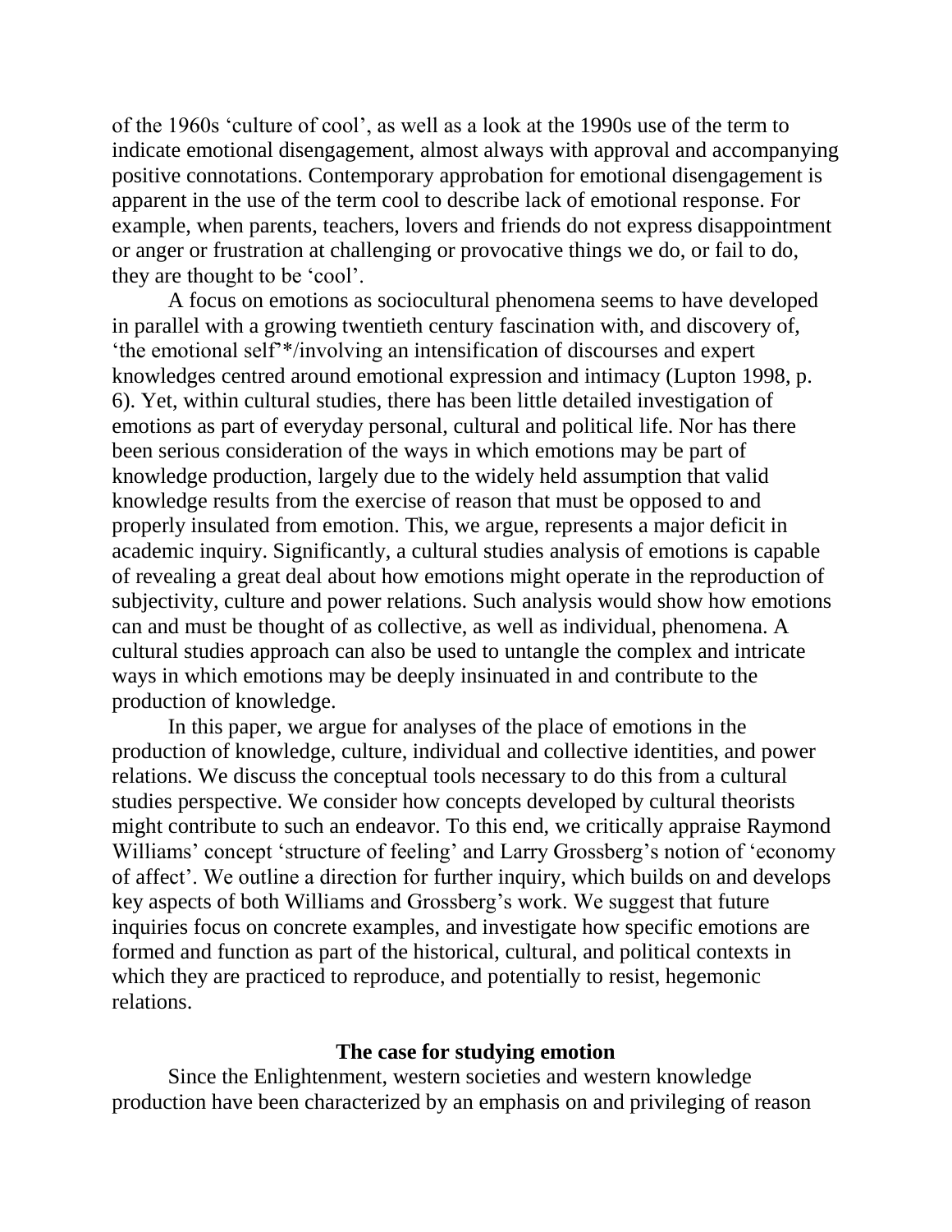of the 1960s 'culture of cool', as well as a look at the 1990s use of the term to indicate emotional disengagement, almost always with approval and accompanying positive connotations. Contemporary approbation for emotional disengagement is apparent in the use of the term cool to describe lack of emotional response. For example, when parents, teachers, lovers and friends do not express disappointment or anger or frustration at challenging or provocative things we do, or fail to do, they are thought to be 'cool'.

A focus on emotions as sociocultural phenomena seems to have developed in parallel with a growing twentieth century fascination with, and discovery of, 'the emotional self'*/involving an intensification of discourses and expert knowledges centred around emotional expression and intimacy (Lupton 1998, p. 6). Yet, within cultural studies, there has been little detailed investigation of emotions as part of everyday personal, cultural and political life. Nor has there been serious consideration of the ways in which emotions may be part of knowledge production, largely due to the widely held assumption that valid knowledge results from the exercise of reason that must be opposed to and properly insulated from emotion. This, we argue, represents a major deficit in academic inquiry. Significantly, a cultural studies analysis of emotions is capable of revealing a great deal about how emotions might operate in the reproduction of subjectivity, culture and power relations. Such analysis would show how emotions can and must be thought of as collective, as well as individual, phenomena. A cultural studies approach can also be used to untangle the complex and intricate ways in which emotions may be deeply insinuated in and contribute to the production of knowledge.

In this paper, we argue for analyses of the place of emotions in the production of knowledge, culture, individual and collective identities, and power relations. We discuss the conceptual tools necessary to do this from a cultural studies perspective. We consider how concepts developed by cultural theorists might contribute to such an endeavor. To this end, we critically appraise Raymond Williams' concept 'structure of feeling' and Larry Grossberg's notion of 'economy of affect'. We outline a direction for further inquiry, which builds on and develops key aspects of both Williams and Grossberg's work. We suggest that future inquiries focus on concrete examples, and investigate how specific emotions are formed and function as part of the historical, cultural, and political contexts in which they are practiced to reproduce, and potentially to resist, hegemonic relations.

## The case for studying emotion

Since the Enlightenment, western societies and western knowledge production have been characterized by an emphasis on and privileging of reason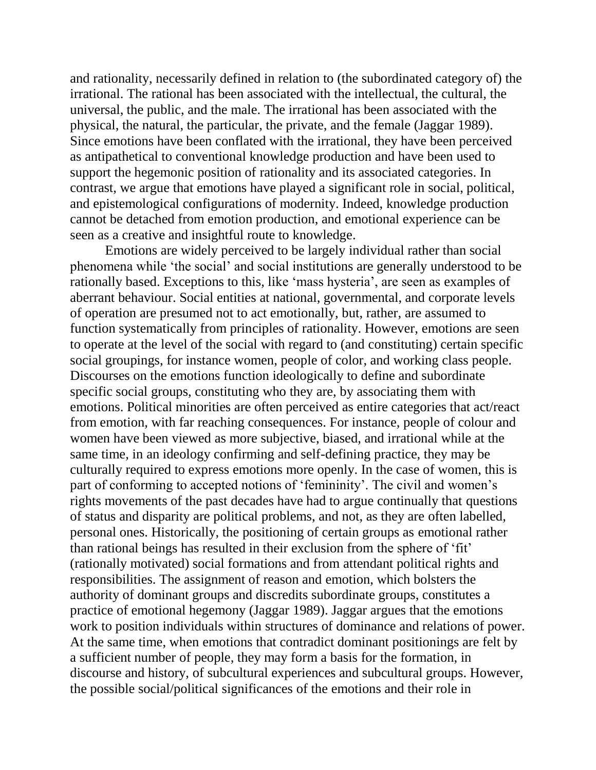and rationality, necessarily defined in relation to (the subordinated category of) the irrational. The rational has been associated with the intellectual, the cultural, the universal, the public, and the male. The irrational has been associated with the physical, the natural, the particular, the private, and the female (Jaggar 1989). Since emotions have been conflated with the irrational, they have been perceived as antipathetical to conventional knowledge production and have been used to support the hegemonic position of rationality and its associated categories. In contrast, we argue that emotions have played a significant role in social, political, and epistemological configurations of modernity. Indeed, knowledge production cannot be detached from emotion production, and emotional experience can be seen as a creative and insightful route to knowledge.

Emotions are widely perceived to be largely individual rather than social phenomena while 'the social' and social institutions are generally understood to be rationally based. Exceptions to this, like 'mass hysteria', are seen as examples of aberrant behaviour. Social entities at national, governmental, and corporate levels of operation are presumed not to act emotionally, but, rather, are assumed to function systematically from principles of rationality. However, emotions are seen to operate at the level of the social with regard to (and constituting) certain specific social groupings, for instance women, people of color, and working class people. Discourses on the emotions function ideologically to define and subordinate specific social groups, constituting who they are, by associating them with emotions. Political minorities are often perceived as entire categories that act/react from emotion, with far reaching consequences. For instance, people of colour and women have been viewed as more subjective, biased, and irrational while at the same time, in an ideology confirming and self-defining practice, they may be culturally required to express emotions more openly. In the case of women, this is part of conforming to accepted notions of 'femininity'. The civil and women's rights movements of the past decades have had to argue continually that questions of status and disparity are political problems, and not, as they are often labelled, personal ones. Historically, the positioning of certain groups as emotional rather than rational beings has resulted in their exclusion from the sphere of 'fit' (rationally motivated) social formations and from attendant political rights and responsibilities. The assignment of reason and emotion, which bolsters the authority of dominant groups and discredits subordinate groups, constitutes a practice of emotional hegemony (Jaggar 1989). Jaggar argues that the emotions work to position individuals within structures of dominance and relations of power. At the same time, when emotions that contradict dominant positionings are felt by a sufficient number of people, they may form a basis for the formation, in discourse and history, of subcultural experiences and subcultural groups. However, the possible social/political significances of the emotions and their role in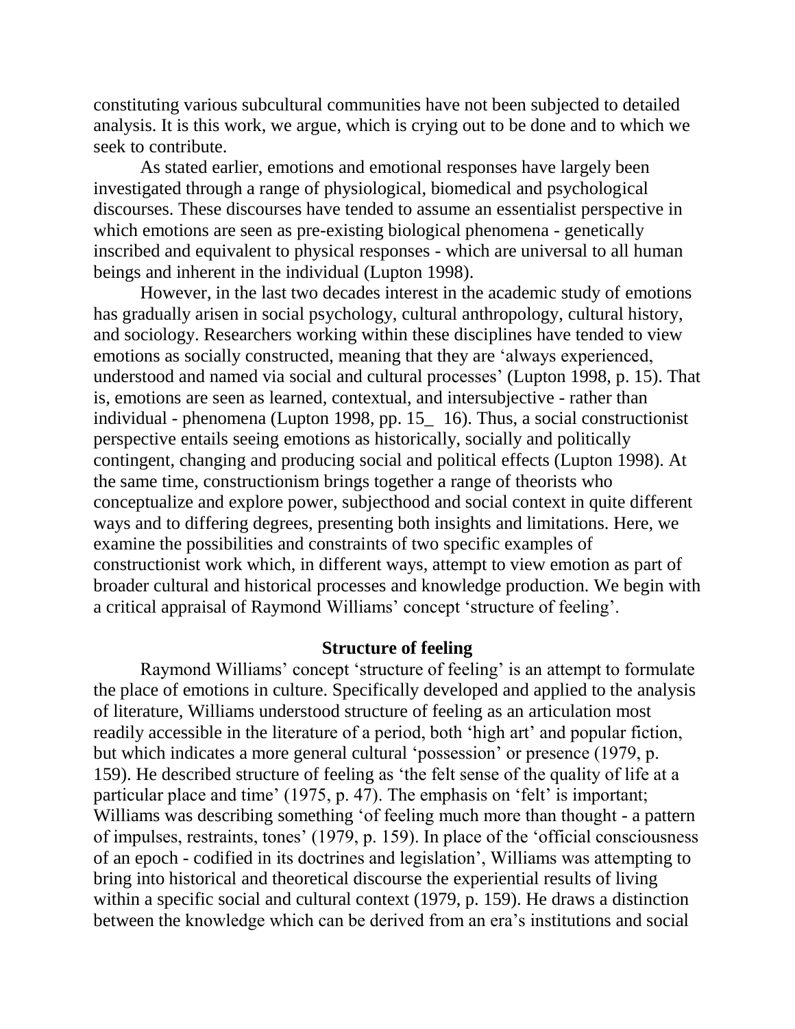constituting various subcultural communities have not been subjected to detailed analysis. It is this work, we argue, which is crying out to be done and to which we seek to contribute.

As stated earlier, emotions and emotional responses have largely been investigated through a range of physiological, biomedical and psychological discourses. These discourses have tended to assume an essentialist perspective in which emotions are seen as pre-existing biological phenomena - genetically inscribed and equivalent to physical responses - which are universal to all human beings and inherent in the individual (Lupton 1998).

However, in the last two decades interest in the academic study of emotions has gradually arisen in social psychology, cultural anthropology, cultural history, and sociology. Researchers working within these disciplines have tended to view emotions as socially constructed, meaning that they are 'always experienced, understood and named via social and cultural processes' (Lupton 1998, p. 15). That is, emotions are seen as learned, contextual, and intersubjective - rather than individual - phenomena (Lupton 1998, pp. 15_ 16). Thus, a social constructionist perspective entails seeing emotions as historically, socially and politically contingent, changing and producing social and political effects (Lupton 1998). At the same time, constructionism brings together a range of theorists who conceptualize and explore power, subjecthood and social context in quite different ways and to differing degrees, presenting both insights and limitations. Here, we examine the possibilities and constraints of two specific examples of constructionist work which, in different ways, attempt to view emotion as part of broader cultural and historical processes and knowledge production. We begin with a critical appraisal of Raymond Williams' concept 'structure of feeling'.

## Structure of feeling

Raymond Williams' concept 'structure of feeling' is an attempt to formulate the place of emotions in culture. Specifically developed and applied to the analysis of literature, Williams understood structure of feeling as an articulation most readily accessible in the literature of a period, both 'high art' and popular fiction, but which indicates a more general cultural 'possession' or presence (1979, p. 159). He described structure of feeling as 'the felt sense of the quality of life at a particular place and time' (1975, p. 47). The emphasis on 'felt' is important; Williams was describing something 'of feeling much more than thought - a pattern of impulses, restraints, tones' (1979, p. 159). In place of the 'official consciousness of an epoch - codified in its doctrines and legislation', Williams was attempting to bring into historical and theoretical discourse the experiential results of living within a specific social and cultural context (1979, p. 159). He draws a distinction between the knowledge which can be derived from an era's institutions and social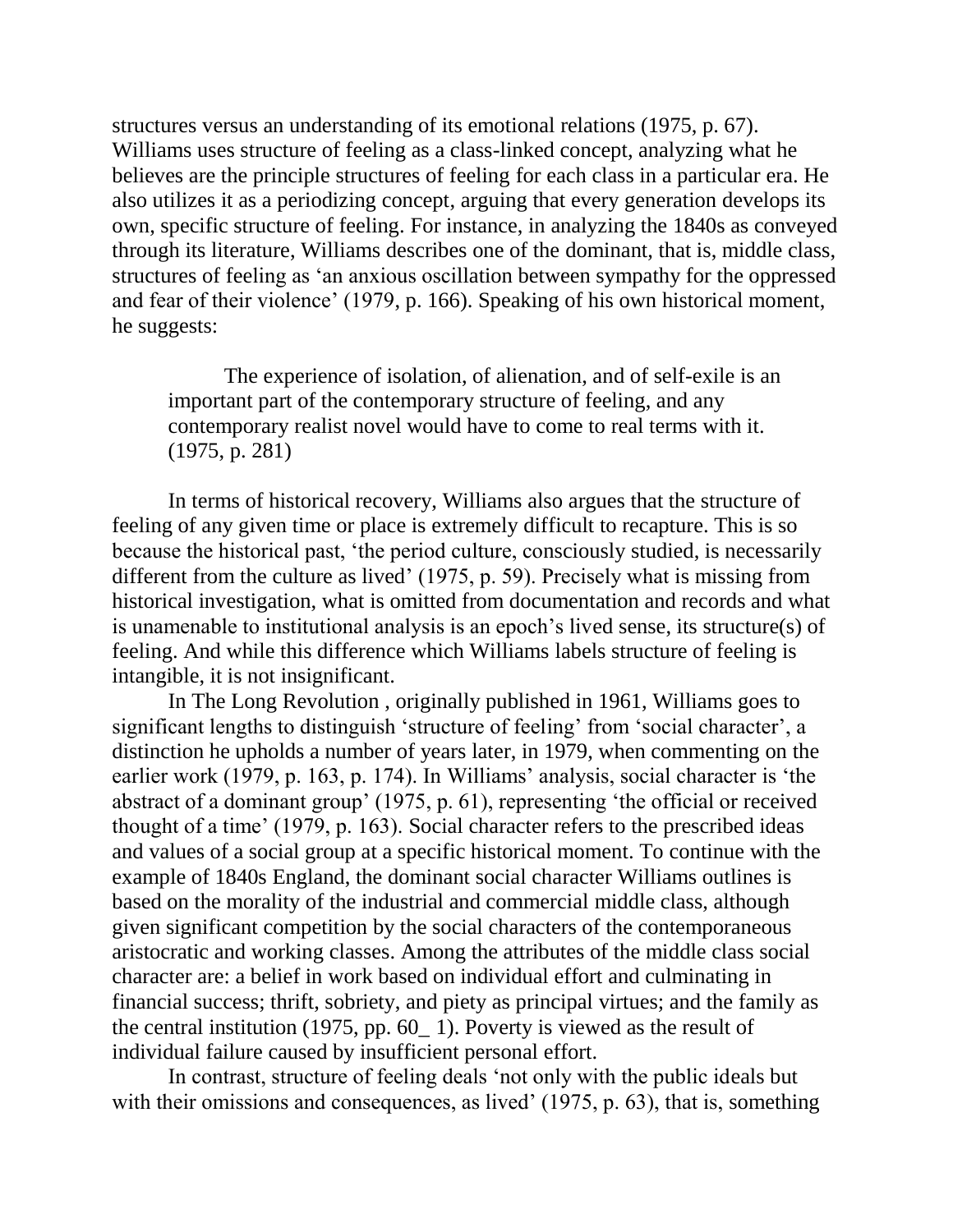structures versus an understanding of its emotional relations (1975, p. 67). Williams uses structure of feeling as a class-linked concept, analyzing what he believes are the principle structures of feeling for each class in a particular era. He also utilizes it as a periodizing concept, arguing that every generation develops its own, specific structure of feeling. For instance, in analyzing the 1840s as conveyed through its literature, Williams describes one of the dominant, that is, middle class, structures of feeling as 'an anxious oscillation between sympathy for the oppressed and fear of their violence' (1979, p. 166). Speaking of his own historical moment, he suggests:

> The experience of isolation, of alienation, and of self-exile is an important part of the contemporary structure of feeling, and any contemporary realist novel would have to come to real terms with it. (1975, p. 281)

In terms of historical recovery, Williams also argues that the structure of feeling of any given time or place is extremely difficult to recapture. This is so because the historical past, 'the period culture, consciously studied, is necessarily different from the culture as lived' (1975, p. 59). Precisely what is missing from historical investigation, what is omitted from documentation and records and what is unamenable to institutional analysis is an epoch's lived sense, its structure(s) of feeling. And while this difference which Williams labels structure of feeling is intangible, it is not insignificant.

In The Long Revolution , originally published in 1961, Williams goes to significant lengths to distinguish 'structure of feeling' from 'social character', a distinction he upholds a number of years later, in 1979, when commenting on the earlier work (1979, p. 163, p. 174). In Williams' analysis, social character is 'the abstract of a dominant group' (1975, p. 61), representing 'the official or received thought of a time' (1979, p. 163). Social character refers to the prescribed ideas and values of a social group at a specific historical moment. To continue with the example of 1840s England, the dominant social character Williams outlines is based on the morality of the industrial and commercial middle class, although given significant competition by the social characters of the contemporaneous aristocratic and working classes. Among the attributes of the middle class social character are: a belief in work based on individual effort and culminating in financial success; thrift, sobriety, and piety as principal virtues; and the family as the central institution (1975, pp. 60_ 1). Poverty is viewed as the result of individual failure caused by insufficient personal effort.

In contrast, structure of feeling deals 'not only with the public ideals but with their omissions and consequences, as lived' (1975, p. 63), that is, something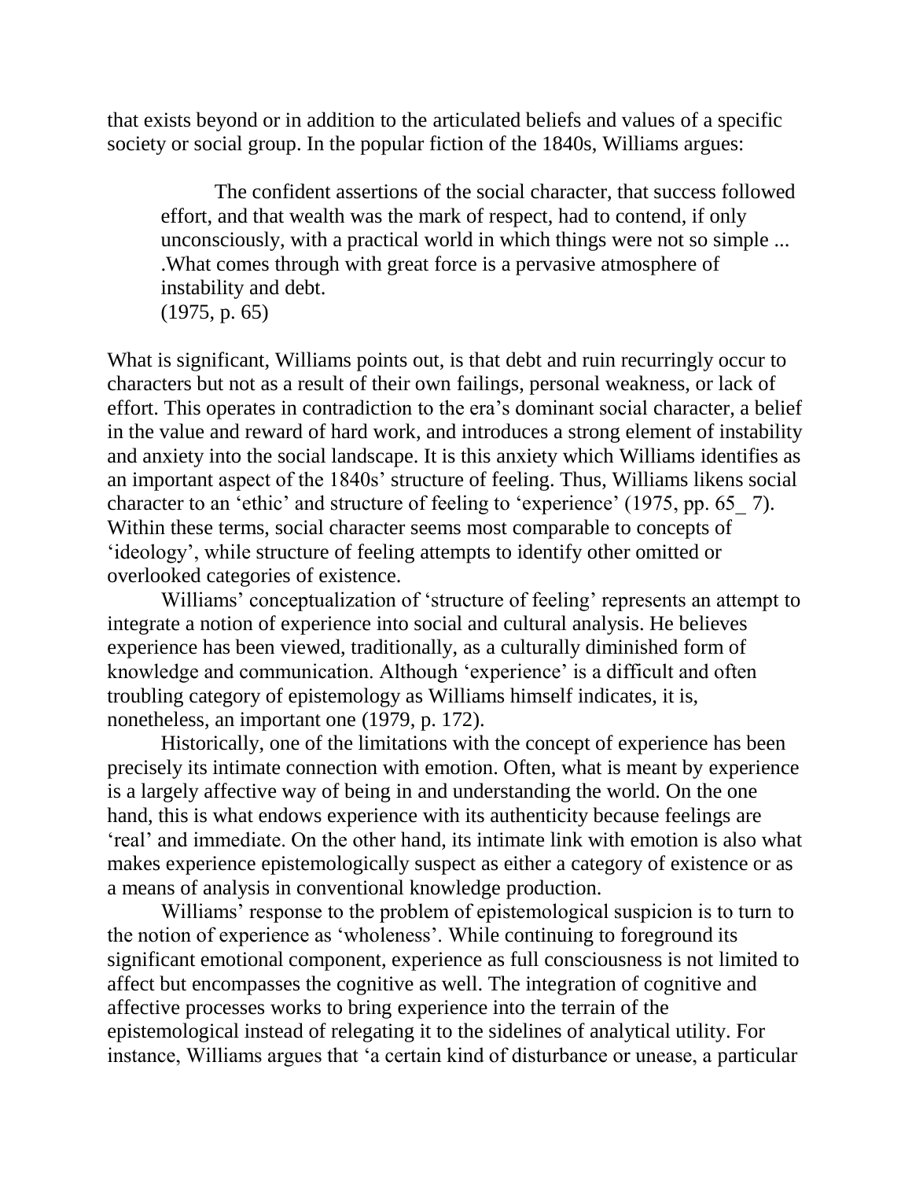that exists beyond or in addition to the articulated beliefs and values of a specific society or social group. In the popular fiction of the 1840s, Williams argues:

> The confident assertions of the social character, that success followed effort, and that wealth was the mark of respect, had to contend, if only unconsciously, with a practical world in which things were not so simple ... .What comes through with great force is a pervasive atmosphere of instability and debt.
> (1975, p. 65)

What is significant, Williams points out, is that debt and ruin recurringly occur to characters but not as a result of their own failings, personal weakness, or lack of effort. This operates in contradiction to the era's dominant social character, a belief in the value and reward of hard work, and introduces a strong element of instability and anxiety into the social landscape. It is this anxiety which Williams identifies as an important aspect of the 1840s' structure of feeling. Thus, Williams likens social character to an 'ethic' and structure of feeling to 'experience' (1975, pp. 65_ 7). Within these terms, social character seems most comparable to concepts of 'ideology', while structure of feeling attempts to identify other omitted or overlooked categories of existence.

Williams' conceptualization of 'structure of feeling' represents an attempt to integrate a notion of experience into social and cultural analysis. He believes experience has been viewed, traditionally, as a culturally diminished form of knowledge and communication. Although 'experience' is a difficult and often troubling category of epistemology as Williams himself indicates, it is, nonetheless, an important one (1979, p. 172).

Historically, one of the limitations with the concept of experience has been precisely its intimate connection with emotion. Often, what is meant by experience is a largely affective way of being in and understanding the world. On the one hand, this is what endows experience with its authenticity because feelings are 'real' and immediate. On the other hand, its intimate link with emotion is also what makes experience epistemologically suspect as either a category of existence or as a means of analysis in conventional knowledge production.

Williams' response to the problem of epistemological suspicion is to turn to the notion of experience as 'wholeness'. While continuing to foreground its significant emotional component, experience as full consciousness is not limited to affect but encompasses the cognitive as well. The integration of cognitive and affective processes works to bring experience into the terrain of the epistemological instead of relegating it to the sidelines of analytical utility. For instance, Williams argues that 'a certain kind of disturbance or unease, a particular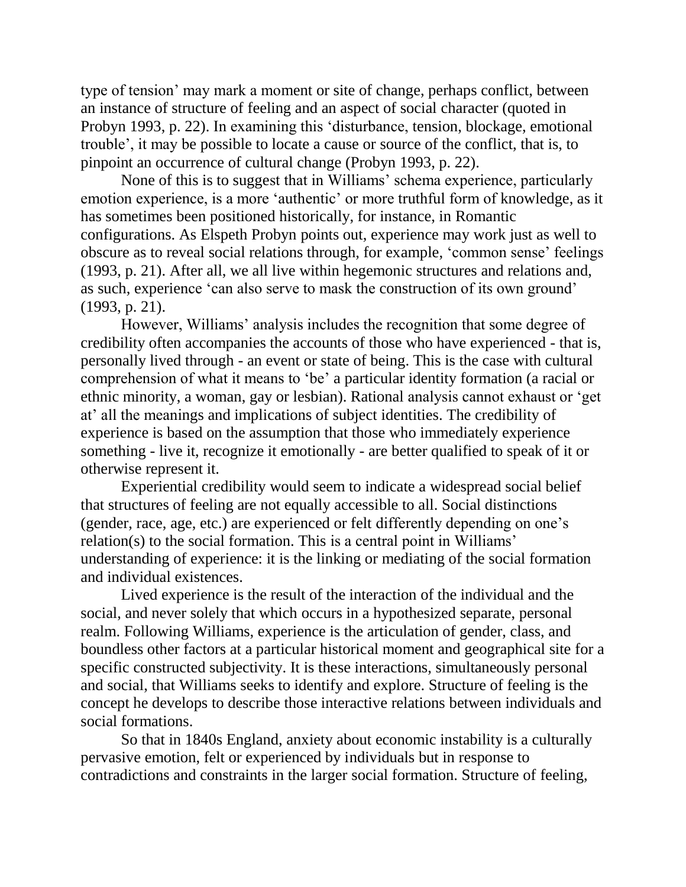type of tension' may mark a moment or site of change, perhaps conflict, between an instance of structure of feeling and an aspect of social character (quoted in Probyn 1993, p. 22). In examining this 'disturbance, tension, blockage, emotional trouble', it may be possible to locate a cause or source of the conflict, that is, to pinpoint an occurrence of cultural change (Probyn 1993, p. 22).

None of this is to suggest that in Williams' schema experience, particularly emotion experience, is a more 'authentic' or more truthful form of knowledge, as it has sometimes been positioned historically, for instance, in Romantic configurations. As Elspeth Probyn points out, experience may work just as well to obscure as to reveal social relations through, for example, 'common sense' feelings (1993, p. 21). After all, we all live within hegemonic structures and relations and, as such, experience 'can also serve to mask the construction of its own ground' (1993, p. 21).

However, Williams' analysis includes the recognition that some degree of credibility often accompanies the accounts of those who have experienced - that is, personally lived through - an event or state of being. This is the case with cultural comprehension of what it means to 'be' a particular identity formation (a racial or ethnic minority, a woman, gay or lesbian). Rational analysis cannot exhaust or 'get at' all the meanings and implications of subject identities. The credibility of experience is based on the assumption that those who immediately experience something - live it, recognize it emotionally - are better qualified to speak of it or otherwise represent it.

Experiential credibility would seem to indicate a widespread social belief that structures of feeling are not equally accessible to all. Social distinctions (gender, race, age, etc.) are experienced or felt differently depending on one's relation(s) to the social formation. This is a central point in Williams' understanding of experience: it is the linking or mediating of the social formation and individual existences.

Lived experience is the result of the interaction of the individual and the social, and never solely that which occurs in a hypothesized separate, personal realm. Following Williams, experience is the articulation of gender, class, and boundless other factors at a particular historical moment and geographical site for a specific constructed subjectivity. It is these interactions, simultaneously personal and social, that Williams seeks to identify and explore. Structure of feeling is the concept he develops to describe those interactive relations between individuals and social formations.

So that in 1840s England, anxiety about economic instability is a culturally pervasive emotion, felt or experienced by individuals but in response to contradictions and constraints in the larger social formation. Structure of feeling,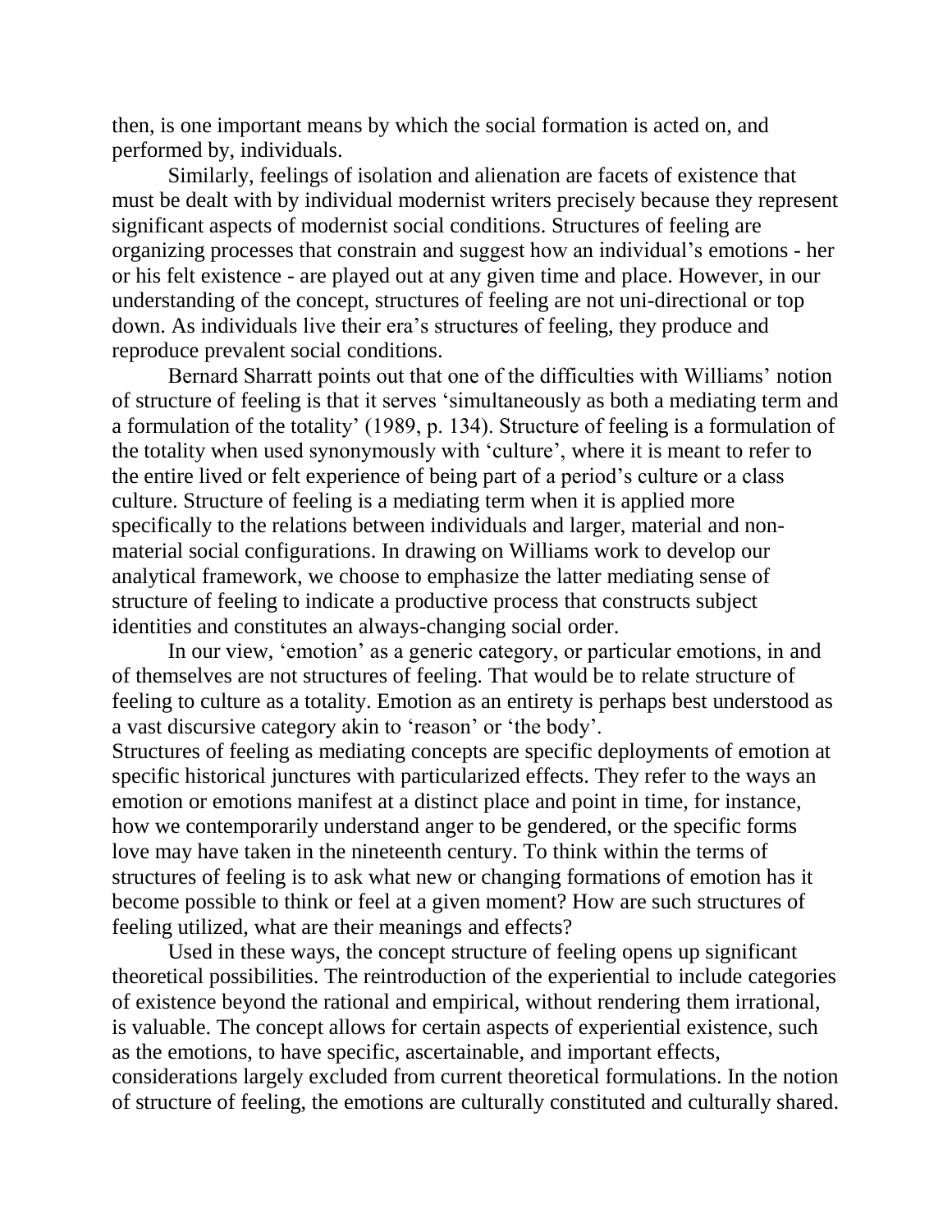then, is one important means by which the social formation is acted on, and performed by, individuals.

Similarly, feelings of isolation and alienation are facets of existence that must be dealt with by individual modernist writers precisely because they represent significant aspects of modernist social conditions. Structures of feeling are organizing processes that constrain and suggest how an individual's emotions - her or his felt existence - are played out at any given time and place. However, in our understanding of the concept, structures of feeling are not uni-directional or top down. As individuals live their era's structures of feeling, they produce and reproduce prevalent social conditions.

Bernard Sharratt points out that one of the difficulties with Williams' notion of structure of feeling is that it serves 'simultaneously as both a mediating term and a formulation of the totality' (1989, p. 134). Structure of feeling is a formulation of the totality when used synonymously with 'culture', where it is meant to refer to the entire lived or felt experience of being part of a period's culture or a class culture. Structure of feeling is a mediating term when it is applied more specifically to the relations between individuals and larger, material and non-material social configurations. In drawing on Williams work to develop our analytical framework, we choose to emphasize the latter mediating sense of structure of feeling to indicate a productive process that constructs subject identities and constitutes an always-changing social order.

In our view, 'emotion' as a generic category, or particular emotions, in and of themselves are not structures of feeling. That would be to relate structure of feeling to culture as a totality. Emotion as an entirety is perhaps best understood as a vast discursive category akin to 'reason' or 'the body'.

Structures of feeling as mediating concepts are specific deployments of emotion at specific historical junctures with particularized effects. They refer to the ways an emotion or emotions manifest at a distinct place and point in time, for instance, how we contemporarily understand anger to be gendered, or the specific forms love may have taken in the nineteenth century. To think within the terms of structures of feeling is to ask what new or changing formations of emotion has it become possible to think or feel at a given moment? How are such structures of feeling utilized, what are their meanings and effects?

Used in these ways, the concept structure of feeling opens up significant theoretical possibilities. The reintroduction of the experiential to include categories of existence beyond the rational and empirical, without rendering them irrational, is valuable. The concept allows for certain aspects of experiential existence, such as the emotions, to have specific, ascertainable, and important effects, considerations largely excluded from current theoretical formulations. In the notion of structure of feeling, the emotions are culturally constituted and culturally shared.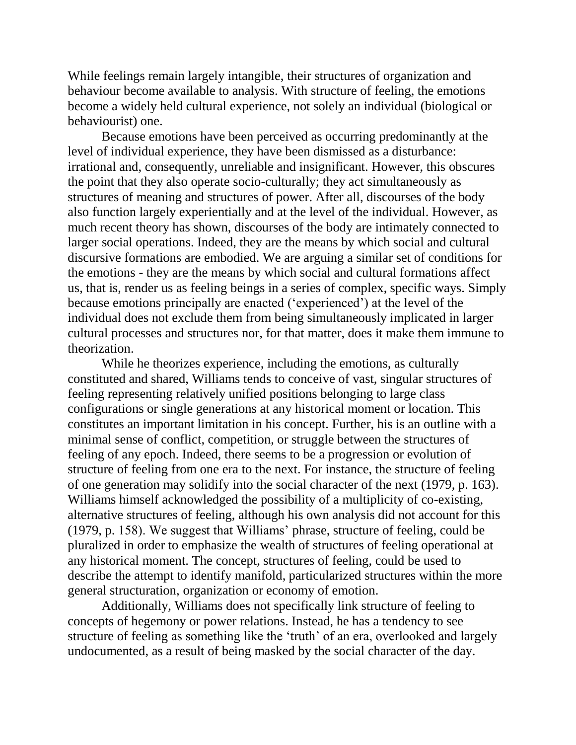While feelings remain largely intangible, their structures of organization and behaviour become available to analysis. With structure of feeling, the emotions become a widely held cultural experience, not solely an individual (biological or behaviourist) one.

Because emotions have been perceived as occurring predominantly at the level of individual experience, they have been dismissed as a disturbance: irrational and, consequently, unreliable and insignificant. However, this obscures the point that they also operate socio-culturally; they act simultaneously as structures of meaning and structures of power. After all, discourses of the body also function largely experientially and at the level of the individual. However, as much recent theory has shown, discourses of the body are intimately connected to larger social operations. Indeed, they are the means by which social and cultural discursive formations are embodied. We are arguing a similar set of conditions for the emotions - they are the means by which social and cultural formations affect us, that is, render us as feeling beings in a series of complex, specific ways. Simply because emotions principally are enacted ('experienced') at the level of the individual does not exclude them from being simultaneously implicated in larger cultural processes and structures nor, for that matter, does it make them immune to theorization.

While he theorizes experience, including the emotions, as culturally constituted and shared, Williams tends to conceive of vast, singular structures of feeling representing relatively unified positions belonging to large class configurations or single generations at any historical moment or location. This constitutes an important limitation in his concept. Further, his is an outline with a minimal sense of conflict, competition, or struggle between the structures of feeling of any epoch. Indeed, there seems to be a progression or evolution of structure of feeling from one era to the next. For instance, the structure of feeling of one generation may solidify into the social character of the next (1979, p. 163). Williams himself acknowledged the possibility of a multiplicity of co-existing, alternative structures of feeling, although his own analysis did not account for this (1979, p. 158). We suggest that Williams' phrase, structure of feeling, could be pluralized in order to emphasize the wealth of structures of feeling operational at any historical moment. The concept, structures of feeling, could be used to describe the attempt to identify manifold, particularized structures within the more general structuration, organization or economy of emotion.

Additionally, Williams does not specifically link structure of feeling to concepts of hegemony or power relations. Instead, he has a tendency to see structure of feeling as something like the 'truth' of an era, overlooked and largely undocumented, as a result of being masked by the social character of the day.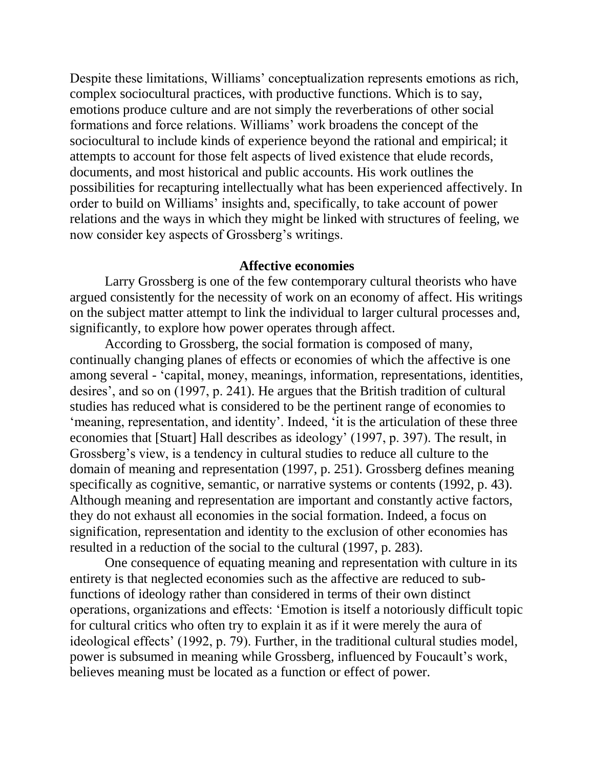Despite these limitations, Williams' conceptualization represents emotions as rich, complex sociocultural practices, with productive functions. Which is to say, emotions produce culture and are not simply the reverberations of other social formations and force relations. Williams' work broadens the concept of the sociocultural to include kinds of experience beyond the rational and empirical; it attempts to account for those felt aspects of lived existence that elude records, documents, and most historical and public accounts. His work outlines the possibilities for recapturing intellectually what has been experienced affectively. In order to build on Williams' insights and, specifically, to take account of power relations and the ways in which they might be linked with structures of feeling, we now consider key aspects of Grossberg's writings.

## Affective economies

Larry Grossberg is one of the few contemporary cultural theorists who have argued consistently for the necessity of work on an economy of affect. His writings on the subject matter attempt to link the individual to larger cultural processes and, significantly, to explore how power operates through affect.

According to Grossberg, the social formation is composed of many, continually changing planes of effects or economies of which the affective is one among several - 'capital, money, meanings, information, representations, identities, desires', and so on (1997, p. 241). He argues that the British tradition of cultural studies has reduced what is considered to be the pertinent range of economies to 'meaning, representation, and identity'. Indeed, 'it is the articulation of these three economies that [Stuart] Hall describes as ideology' (1997, p. 397). The result, in Grossberg's view, is a tendency in cultural studies to reduce all culture to the domain of meaning and representation (1997, p. 251). Grossberg defines meaning specifically as cognitive, semantic, or narrative systems or contents (1992, p. 43). Although meaning and representation are important and constantly active factors, they do not exhaust all economies in the social formation. Indeed, a focus on signification, representation and identity to the exclusion of other economies has resulted in a reduction of the social to the cultural (1997, p. 283).

One consequence of equating meaning and representation with culture in its entirety is that neglected economies such as the affective are reduced to sub-functions of ideology rather than considered in terms of their own distinct operations, organizations and effects: 'Emotion is itself a notoriously difficult topic for cultural critics who often try to explain it as if it were merely the aura of ideological effects' (1992, p. 79). Further, in the traditional cultural studies model, power is subsumed in meaning while Grossberg, influenced by Foucault's work, believes meaning must be located as a function or effect of power.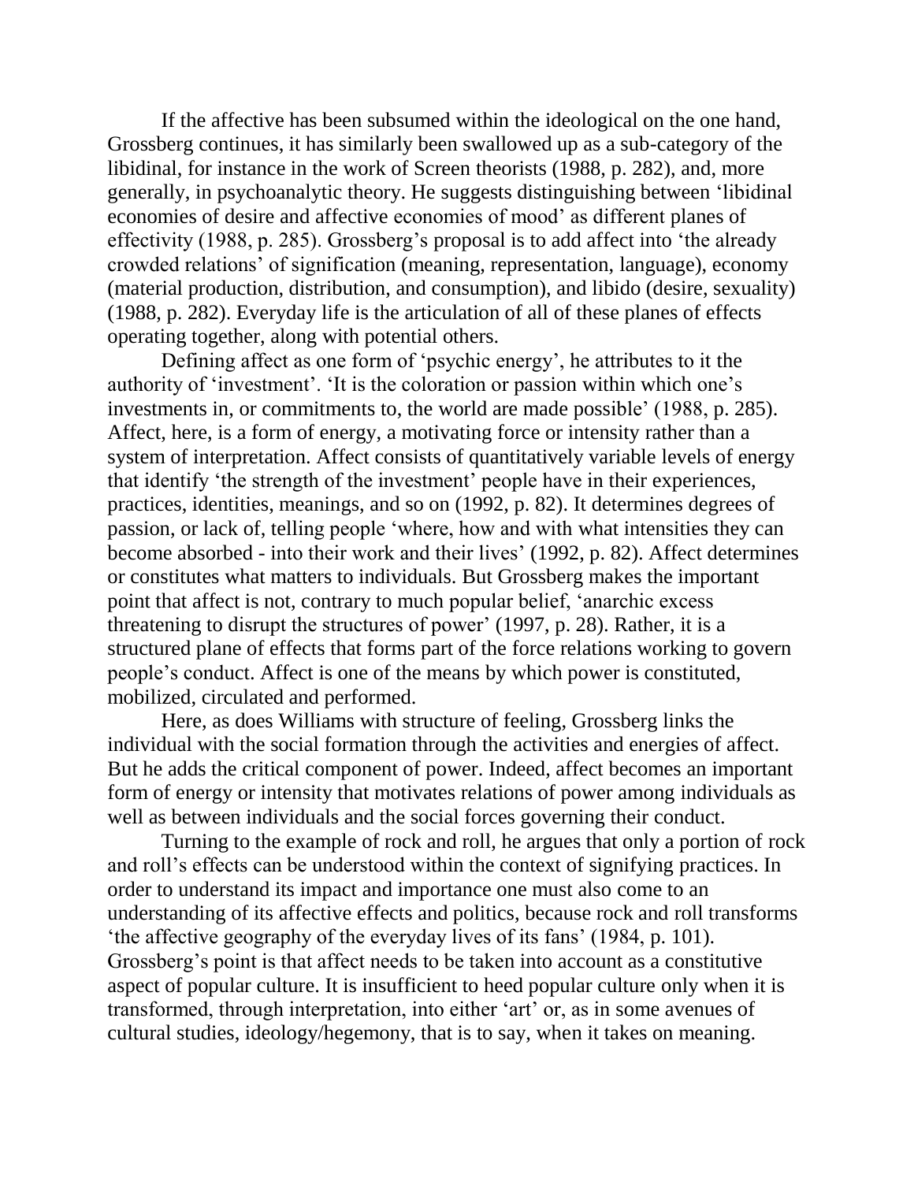If the affective has been subsumed within the ideological on the one hand, Grossberg continues, it has similarly been swallowed up as a sub-category of the libidinal, for instance in the work of Screen theorists (1988, p. 282), and, more generally, in psychoanalytic theory. He suggests distinguishing between 'libidinal economies of desire and affective economies of mood' as different planes of effectivity (1988, p. 285). Grossberg's proposal is to add affect into 'the already crowded relations' of signification (meaning, representation, language), economy (material production, distribution, and consumption), and libido (desire, sexuality) (1988, p. 282). Everyday life is the articulation of all of these planes of effects operating together, along with potential others.

Defining affect as one form of 'psychic energy', he attributes to it the authority of 'investment'. 'It is the coloration or passion within which one's investments in, or commitments to, the world are made possible' (1988, p. 285). Affect, here, is a form of energy, a motivating force or intensity rather than a system of interpretation. Affect consists of quantitatively variable levels of energy that identify 'the strength of the investment' people have in their experiences, practices, identities, meanings, and so on (1992, p. 82). It determines degrees of passion, or lack of, telling people 'where, how and with what intensities they can become absorbed - into their work and their lives' (1992, p. 82). Affect determines or constitutes what matters to individuals. But Grossberg makes the important point that affect is not, contrary to much popular belief, 'anarchic excess threatening to disrupt the structures of power' (1997, p. 28). Rather, it is a structured plane of effects that forms part of the force relations working to govern people's conduct. Affect is one of the means by which power is constituted, mobilized, circulated and performed.

Here, as does Williams with structure of feeling, Grossberg links the individual with the social formation through the activities and energies of affect. But he adds the critical component of power. Indeed, affect becomes an important form of energy or intensity that motivates relations of power among individuals as well as between individuals and the social forces governing their conduct.

Turning to the example of rock and roll, he argues that only a portion of rock and roll's effects can be understood within the context of signifying practices. In order to understand its impact and importance one must also come to an understanding of its affective effects and politics, because rock and roll transforms 'the affective geography of the everyday lives of its fans' (1984, p. 101). Grossberg's point is that affect needs to be taken into account as a constitutive aspect of popular culture. It is insufficient to heed popular culture only when it is transformed, through interpretation, into either 'art' or, as in some avenues of cultural studies, ideology/hegemony, that is to say, when it takes on meaning.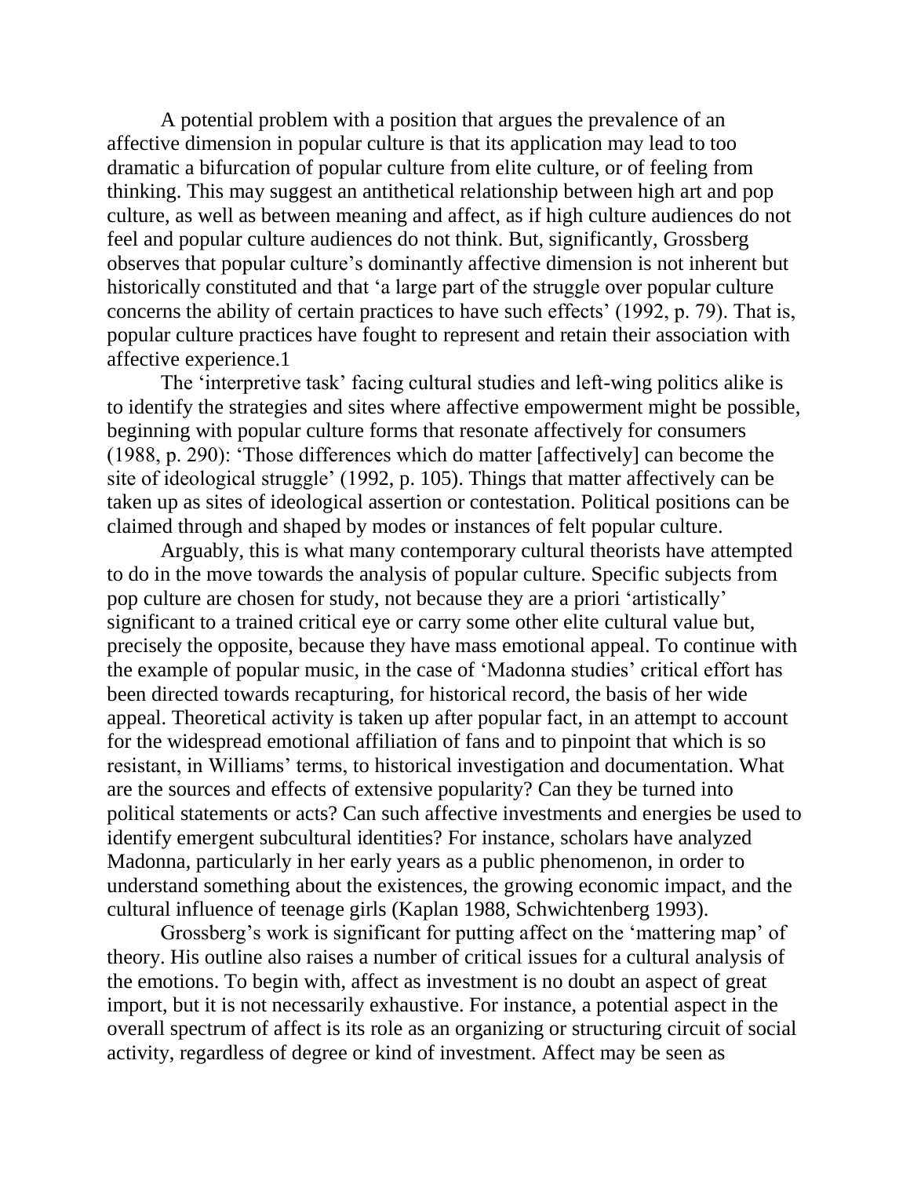A potential problem with a position that argues the prevalence of an affective dimension in popular culture is that its application may lead to too dramatic a bifurcation of popular culture from elite culture, or of feeling from thinking. This may suggest an antithetical relationship between high art and pop culture, as well as between meaning and affect, as if high culture audiences do not feel and popular culture audiences do not think. But, significantly, Grossberg observes that popular culture's dominantly affective dimension is not inherent but historically constituted and that 'a large part of the struggle over popular culture concerns the ability of certain practices to have such effects' (1992, p. 79). That is, popular culture practices have fought to represent and retain their association with affective experience.[1]

The 'interpretive task' facing cultural studies and left-wing politics alike is to identify the strategies and sites where affective empowerment might be possible, beginning with popular culture forms that resonate affectively for consumers (1988, p. 290): 'Those differences which do matter [affectively] can become the site of ideological struggle' (1992, p. 105). Things that matter affectively can be taken up as sites of ideological assertion or contestation. Political positions can be claimed through and shaped by modes or instances of felt popular culture.

Arguably, this is what many contemporary cultural theorists have attempted to do in the move towards the analysis of popular culture. Specific subjects from pop culture are chosen for study, not because they are a priori 'artistically' significant to a trained critical eye or carry some other elite cultural value but, precisely the opposite, because they have mass emotional appeal. To continue with the example of popular music, in the case of 'Madonna studies' critical effort has been directed towards recapturing, for historical record, the basis of her wide appeal. Theoretical activity is taken up after popular fact, in an attempt to account for the widespread emotional affiliation of fans and to pinpoint that which is so resistant, in Williams' terms, to historical investigation and documentation. What are the sources and effects of extensive popularity? Can they be turned into political statements or acts? Can such affective investments and energies be used to identify emergent subcultural identities? For instance, scholars have analyzed Madonna, particularly in her early years as a public phenomenon, in order to understand something about the existences, the growing economic impact, and the cultural influence of teenage girls (Kaplan 1988, Schwichtenberg 1993).

Grossberg's work is significant for putting affect on the 'mattering map' of theory. His outline also raises a number of critical issues for a cultural analysis of the emotions. To begin with, affect as investment is no doubt an aspect of great import, but it is not necessarily exhaustive. For instance, a potential aspect in the overall spectrum of affect is its role as an organizing or structuring circuit of social activity, regardless of degree or kind of investment. Affect may be seen as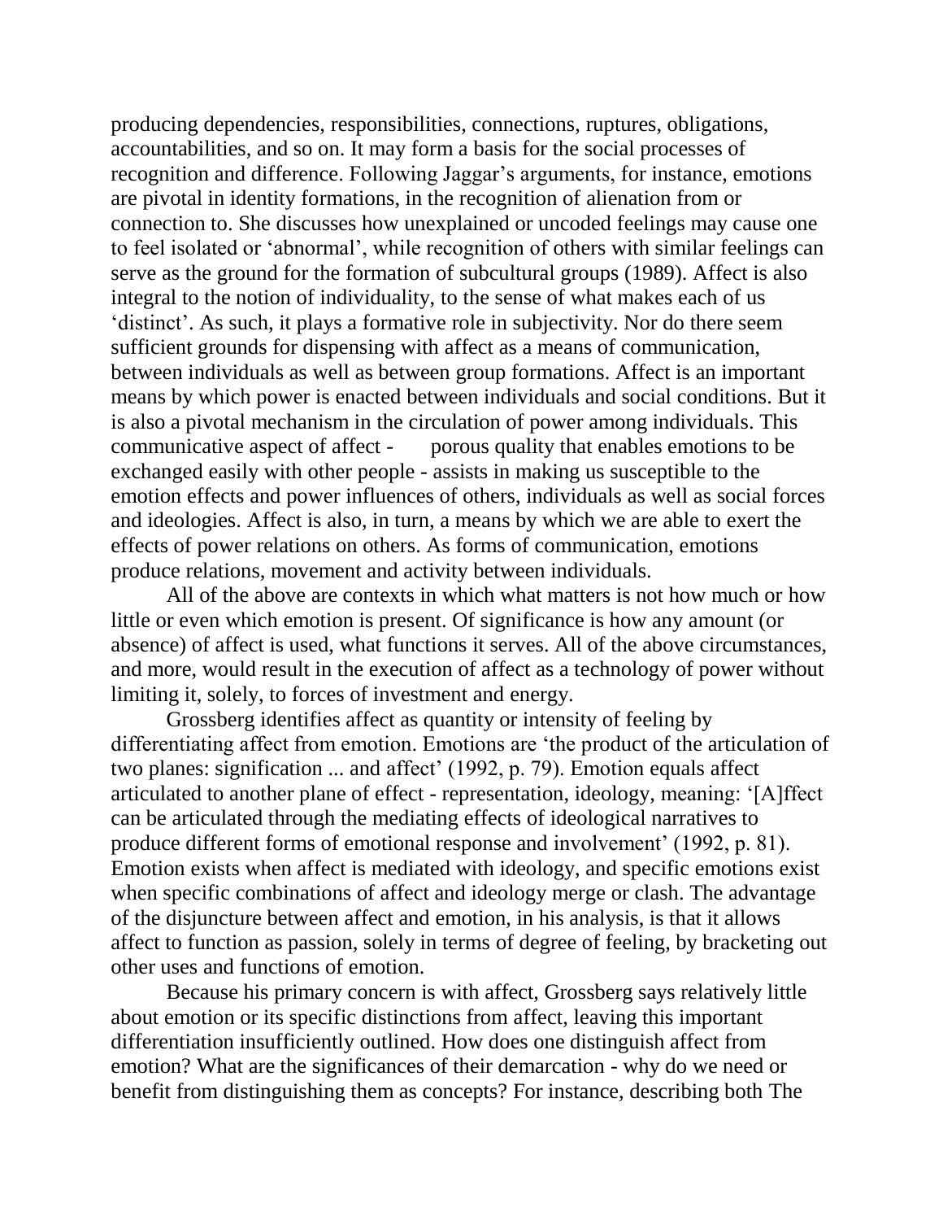producing dependencies, responsibilities, connections, ruptures, obligations, accountabilities, and so on. It may form a basis for the social processes of recognition and difference. Following Jaggar's arguments, for instance, emotions are pivotal in identity formations, in the recognition of alienation from or connection to. She discusses how unexplained or uncoded feelings may cause one to feel isolated or 'abnormal', while recognition of others with similar feelings can serve as the ground for the formation of subcultural groups (1989). Affect is also integral to the notion of individuality, to the sense of what makes each of us 'distinct'. As such, it plays a formative role in subjectivity. Nor do there seem sufficient grounds for dispensing with affect as a means of communication, between individuals as well as between group formations. Affect is an important means by which power is enacted between individuals and social conditions. But it is also a pivotal mechanism in the circulation of power among individuals. This communicative aspect of affect - porous quality that enables emotions to be exchanged easily with other people - assists in making us susceptible to the emotion effects and power influences of others, individuals as well as social forces and ideologies. Affect is also, in turn, a means by which we are able to exert the effects of power relations on others. As forms of communication, emotions produce relations, movement and activity between individuals.

All of the above are contexts in which what matters is not how much or how little or even which emotion is present. Of significance is how any amount (or absence) of affect is used, what functions it serves. All of the above circumstances, and more, would result in the execution of affect as a technology of power without limiting it, solely, to forces of investment and energy.

Grossberg identifies affect as quantity or intensity of feeling by differentiating affect from emotion. Emotions are 'the product of the articulation of two planes: signification ... and affect' (1992, p. 79). Emotion equals affect articulated to another plane of effect - representation, ideology, meaning: '[A]ffect can be articulated through the mediating effects of ideological narratives to produce different forms of emotional response and involvement' (1992, p. 81). Emotion exists when affect is mediated with ideology, and specific emotions exist when specific combinations of affect and ideology merge or clash. The advantage of the disjuncture between affect and emotion, in his analysis, is that it allows affect to function as passion, solely in terms of degree of feeling, by bracketing out other uses and functions of emotion.

Because his primary concern is with affect, Grossberg says relatively little about emotion or its specific distinctions from affect, leaving this important differentiation insufficiently outlined. How does one distinguish affect from emotion? What are the significances of their demarcation - why do we need or benefit from distinguishing them as concepts? For instance, describing both The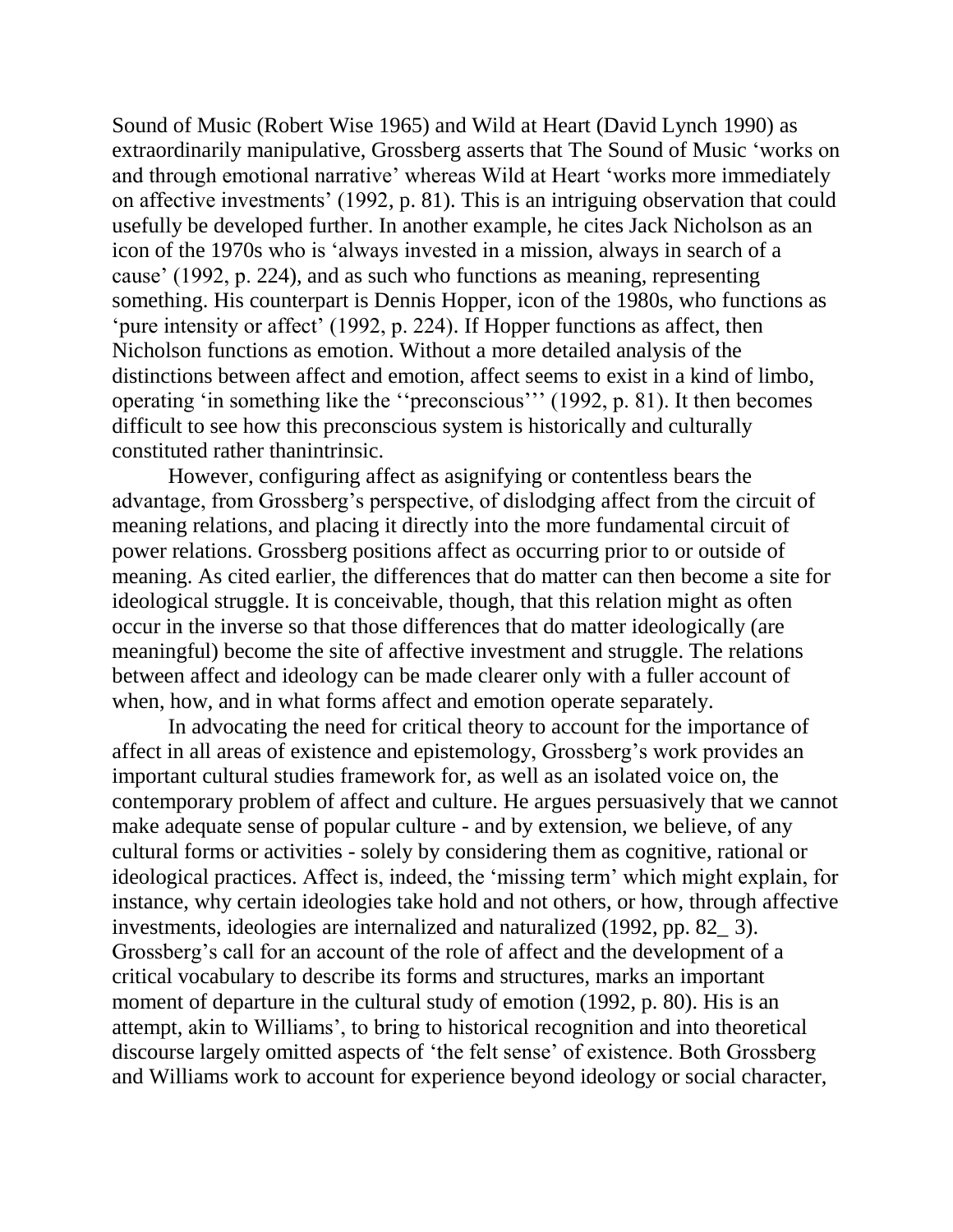Sound of Music (Robert Wise 1965) and Wild at Heart (David Lynch 1990) as extraordinarily manipulative, Grossberg asserts that The Sound of Music 'works on and through emotional narrative' whereas Wild at Heart 'works more immediately on affective investments' (1992, p. 81). This is an intriguing observation that could usefully be developed further. In another example, he cites Jack Nicholson as an icon of the 1970s who is 'always invested in a mission, always in search of a cause' (1992, p. 224), and as such who functions as meaning, representing something. His counterpart is Dennis Hopper, icon of the 1980s, who functions as 'pure intensity or affect' (1992, p. 224). If Hopper functions as affect, then Nicholson functions as emotion. Without a more detailed analysis of the distinctions between affect and emotion, affect seems to exist in a kind of limbo, operating 'in something like the ''preconscious''' (1992, p. 81). It then becomes difficult to see how this preconscious system is historically and culturally constituted rather thanintrinsic.

However, configuring affect as asignifying or contentless bears the advantage, from Grossberg's perspective, of dislodging affect from the circuit of meaning relations, and placing it directly into the more fundamental circuit of power relations. Grossberg positions affect as occurring prior to or outside of meaning. As cited earlier, the differences that do matter can then become a site for ideological struggle. It is conceivable, though, that this relation might as often occur in the inverse so that those differences that do matter ideologically (are meaningful) become the site of affective investment and struggle. The relations between affect and ideology can be made clearer only with a fuller account of when, how, and in what forms affect and emotion operate separately.

In advocating the need for critical theory to account for the importance of affect in all areas of existence and epistemology, Grossberg's work provides an important cultural studies framework for, as well as an isolated voice on, the contemporary problem of affect and culture. He argues persuasively that we cannot make adequate sense of popular culture - and by extension, we believe, of any cultural forms or activities - solely by considering them as cognitive, rational or ideological practices. Affect is, indeed, the 'missing term' which might explain, for instance, why certain ideologies take hold and not others, or how, through affective investments, ideologies are internalized and naturalized (1992, pp. 82_ 3). Grossberg's call for an account of the role of affect and the development of a critical vocabulary to describe its forms and structures, marks an important moment of departure in the cultural study of emotion (1992, p. 80). His is an attempt, akin to Williams', to bring to historical recognition and into theoretical discourse largely omitted aspects of 'the felt sense' of existence. Both Grossberg and Williams work to account for experience beyond ideology or social character,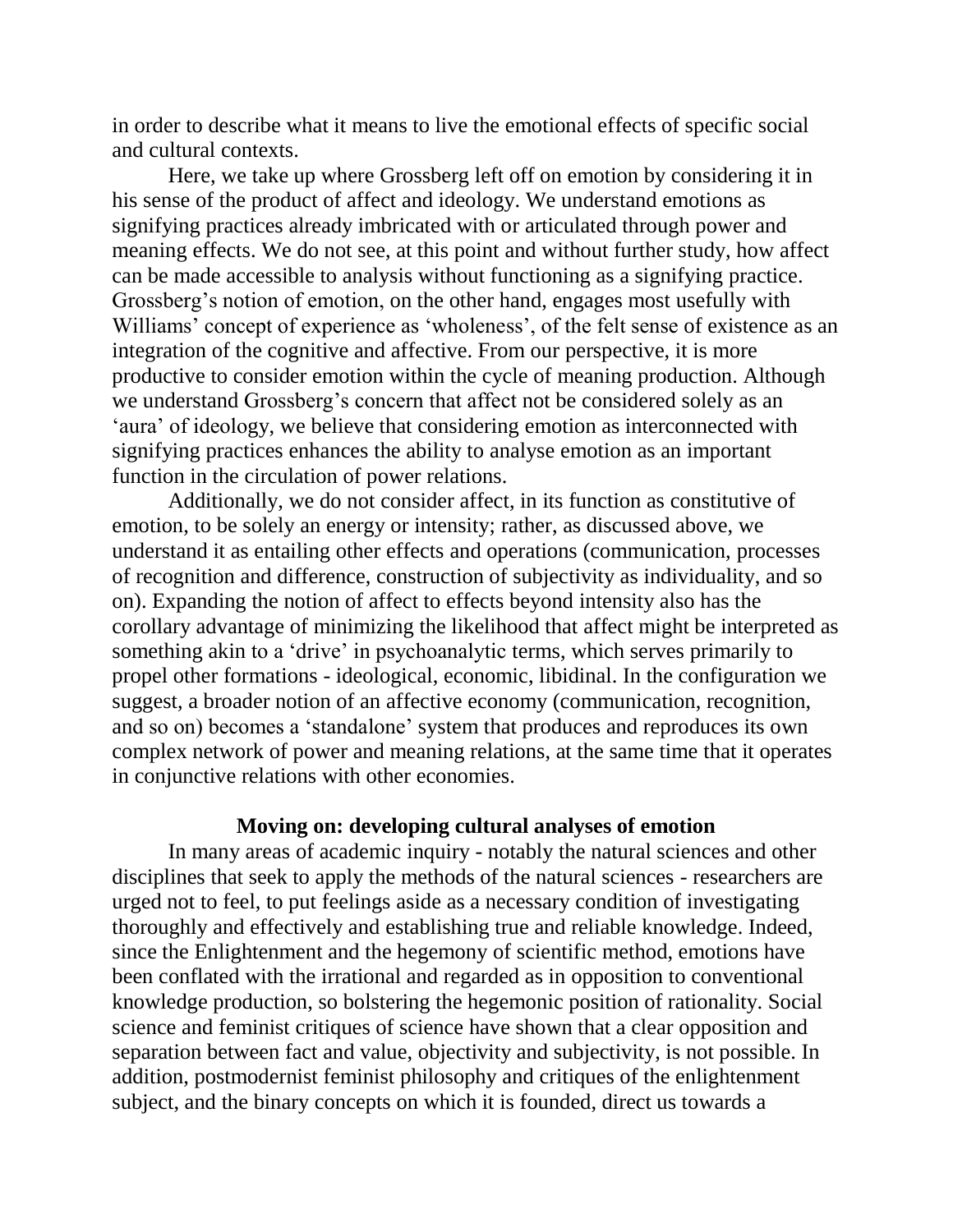in order to describe what it means to live the emotional effects of specific social and cultural contexts.

Here, we take up where Grossberg left off on emotion by considering it in his sense of the product of affect and ideology. We understand emotions as signifying practices already imbricated with or articulated through power and meaning effects. We do not see, at this point and without further study, how affect can be made accessible to analysis without functioning as a signifying practice. Grossberg's notion of emotion, on the other hand, engages most usefully with Williams' concept of experience as 'wholeness', of the felt sense of existence as an integration of the cognitive and affective. From our perspective, it is more productive to consider emotion within the cycle of meaning production. Although we understand Grossberg's concern that affect not be considered solely as an 'aura' of ideology, we believe that considering emotion as interconnected with signifying practices enhances the ability to analyse emotion as an important function in the circulation of power relations.

Additionally, we do not consider affect, in its function as constitutive of emotion, to be solely an energy or intensity; rather, as discussed above, we understand it as entailing other effects and operations (communication, processes of recognition and difference, construction of subjectivity as individuality, and so on). Expanding the notion of affect to effects beyond intensity also has the corollary advantage of minimizing the likelihood that affect might be interpreted as something akin to a 'drive' in psychoanalytic terms, which serves primarily to propel other formations - ideological, economic, libidinal. In the configuration we suggest, a broader notion of an affective economy (communication, recognition, and so on) becomes a 'standalone' system that produces and reproduces its own complex network of power and meaning relations, at the same time that it operates in conjunctive relations with other economies.

## Moving on: developing cultural analyses of emotion

In many areas of academic inquiry - notably the natural sciences and other disciplines that seek to apply the methods of the natural sciences - researchers are urged not to feel, to put feelings aside as a necessary condition of investigating thoroughly and effectively and establishing true and reliable knowledge. Indeed, since the Enlightenment and the hegemony of scientific method, emotions have been conflated with the irrational and regarded as in opposition to conventional knowledge production, so bolstering the hegemonic position of rationality. Social science and feminist critiques of science have shown that a clear opposition and separation between fact and value, objectivity and subjectivity, is not possible. In addition, postmodernist feminist philosophy and critiques of the enlightenment subject, and the binary concepts on which it is founded, direct us towards a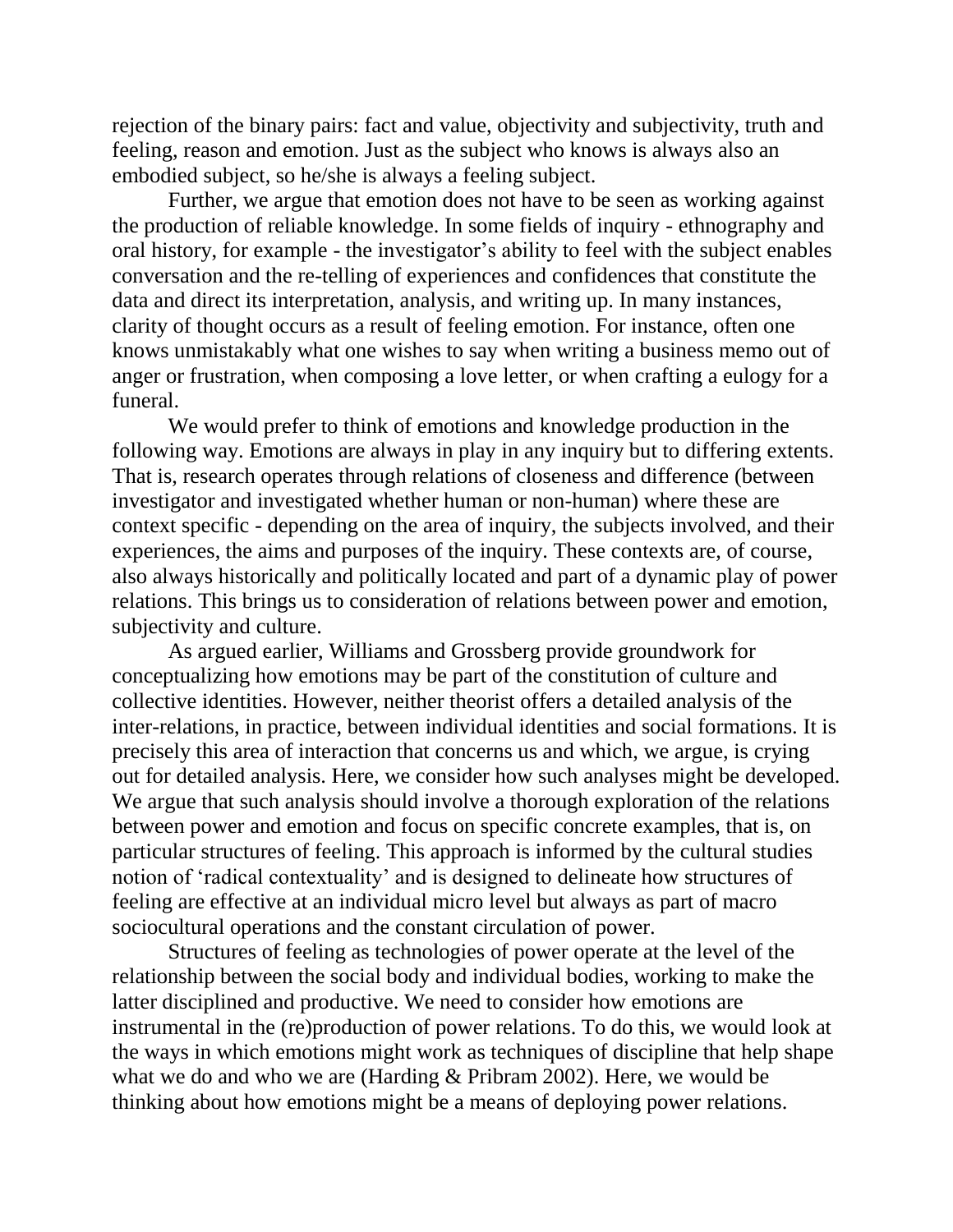rejection of the binary pairs: fact and value, objectivity and subjectivity, truth and feeling, reason and emotion. Just as the subject who knows is always also an embodied subject, so he/she is always a feeling subject.

Further, we argue that emotion does not have to be seen as working against the production of reliable knowledge. In some fields of inquiry - ethnography and oral history, for example - the investigator's ability to feel with the subject enables conversation and the re-telling of experiences and confidences that constitute the data and direct its interpretation, analysis, and writing up. In many instances, clarity of thought occurs as a result of feeling emotion. For instance, often one knows unmistakably what one wishes to say when writing a business memo out of anger or frustration, when composing a love letter, or when crafting a eulogy for a funeral.

We would prefer to think of emotions and knowledge production in the following way. Emotions are always in play in any inquiry but to differing extents. That is, research operates through relations of closeness and difference (between investigator and investigated whether human or non-human) where these are context specific - depending on the area of inquiry, the subjects involved, and their experiences, the aims and purposes of the inquiry. These contexts are, of course, also always historically and politically located and part of a dynamic play of power relations. This brings us to consideration of relations between power and emotion, subjectivity and culture.

As argued earlier, Williams and Grossberg provide groundwork for conceptualizing how emotions may be part of the constitution of culture and collective identities. However, neither theorist offers a detailed analysis of the inter-relations, in practice, between individual identities and social formations. It is precisely this area of interaction that concerns us and which, we argue, is crying out for detailed analysis. Here, we consider how such analyses might be developed. We argue that such analysis should involve a thorough exploration of the relations between power and emotion and focus on specific concrete examples, that is, on particular structures of feeling. This approach is informed by the cultural studies notion of 'radical contextuality' and is designed to delineate how structures of feeling are effective at an individual micro level but always as part of macro sociocultural operations and the constant circulation of power.

Structures of feeling as technologies of power operate at the level of the relationship between the social body and individual bodies, working to make the latter disciplined and productive. We need to consider how emotions are instrumental in the (re)production of power relations. To do this, we would look at the ways in which emotions might work as techniques of discipline that help shape what we do and who we are (Harding & Pribram 2002). Here, we would be thinking about how emotions might be a means of deploying power relations.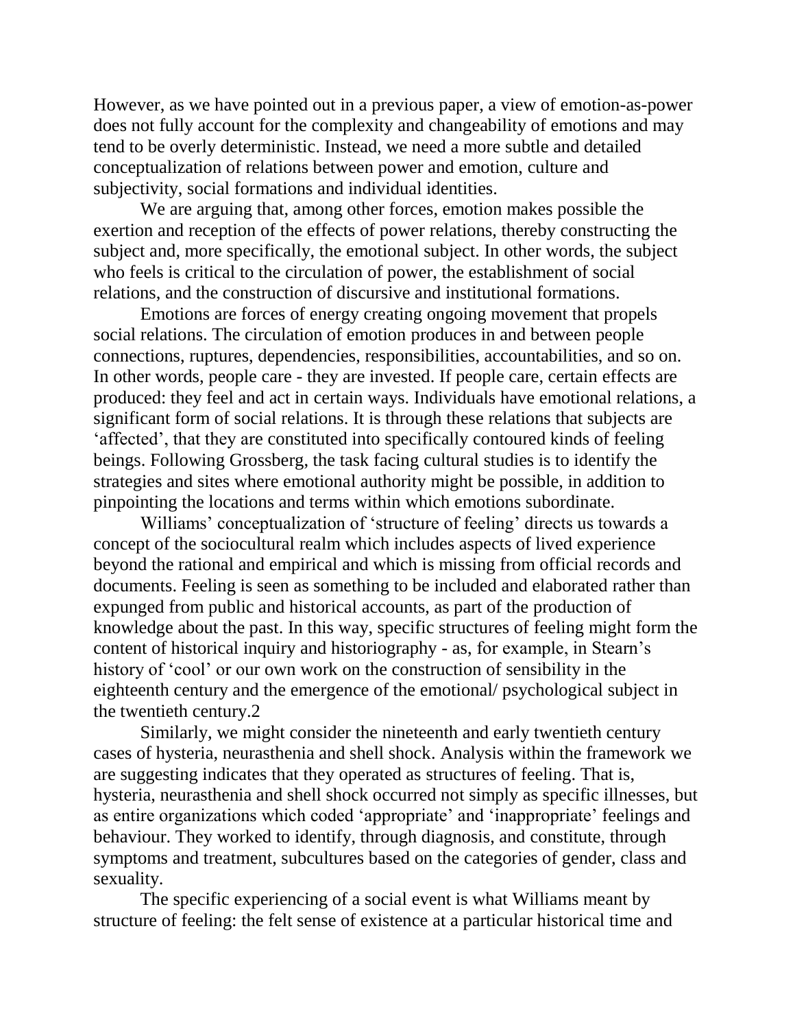However, as we have pointed out in a previous paper, a view of emotion-as-power does not fully account for the complexity and changeability of emotions and may tend to be overly deterministic. Instead, we need a more subtle and detailed conceptualization of relations between power and emotion, culture and subjectivity, social formations and individual identities.

We are arguing that, among other forces, emotion makes possible the exertion and reception of the effects of power relations, thereby constructing the subject and, more specifically, the emotional subject. In other words, the subject who feels is critical to the circulation of power, the establishment of social relations, and the construction of discursive and institutional formations.

Emotions are forces of energy creating ongoing movement that propels social relations. The circulation of emotion produces in and between people connections, ruptures, dependencies, responsibilities, accountabilities, and so on. In other words, people care - they are invested. If people care, certain effects are produced: they feel and act in certain ways. Individuals have emotional relations, a significant form of social relations. It is through these relations that subjects are 'affected', that they are constituted into specifically contoured kinds of feeling beings. Following Grossberg, the task facing cultural studies is to identify the strategies and sites where emotional authority might be possible, in addition to pinpointing the locations and terms within which emotions subordinate.

Williams' conceptualization of 'structure of feeling' directs us towards a concept of the sociocultural realm which includes aspects of lived experience beyond the rational and empirical and which is missing from official records and documents. Feeling is seen as something to be included and elaborated rather than expunged from public and historical accounts, as part of the production of knowledge about the past. In this way, specific structures of feeling might form the content of historical inquiry and historiography - as, for example, in Stearn's history of 'cool' or our own work on the construction of sensibility in the eighteenth century and the emergence of the emotional/ psychological subject in the twentieth century.[2]

Similarly, we might consider the nineteenth and early twentieth century cases of hysteria, neurasthenia and shell shock. Analysis within the framework we are suggesting indicates that they operated as structures of feeling. That is, hysteria, neurasthenia and shell shock occurred not simply as specific illnesses, but as entire organizations which coded 'appropriate' and 'inappropriate' feelings and behaviour. They worked to identify, through diagnosis, and constitute, through symptoms and treatment, subcultures based on the categories of gender, class and sexuality.

The specific experiencing of a social event is what Williams meant by structure of feeling: the felt sense of existence at a particular historical time and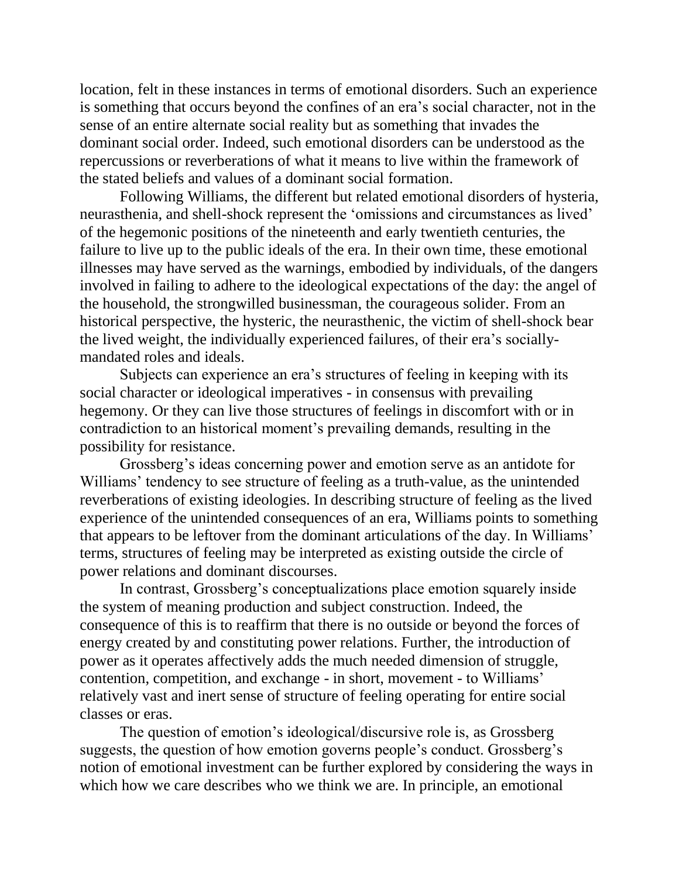location, felt in these instances in terms of emotional disorders. Such an experience is something that occurs beyond the confines of an era's social character, not in the sense of an entire alternate social reality but as something that invades the dominant social order. Indeed, such emotional disorders can be understood as the repercussions or reverberations of what it means to live within the framework of the stated beliefs and values of a dominant social formation.

Following Williams, the different but related emotional disorders of hysteria, neurasthenia, and shell-shock represent the 'omissions and circumstances as lived' of the hegemonic positions of the nineteenth and early twentieth centuries, the failure to live up to the public ideals of the era. In their own time, these emotional illnesses may have served as the warnings, embodied by individuals, of the dangers involved in failing to adhere to the ideological expectations of the day: the angel of the household, the strongwilled businessman, the courageous solider. From an historical perspective, the hysteric, the neurasthenic, the victim of shell-shock bear the lived weight, the individually experienced failures, of their era's socially-mandated roles and ideals.

Subjects can experience an era's structures of feeling in keeping with its social character or ideological imperatives - in consensus with prevailing hegemony. Or they can live those structures of feelings in discomfort with or in contradiction to an historical moment's prevailing demands, resulting in the possibility for resistance.

Grossberg's ideas concerning power and emotion serve as an antidote for Williams' tendency to see structure of feeling as a truth-value, as the unintended reverberations of existing ideologies. In describing structure of feeling as the lived experience of the unintended consequences of an era, Williams points to something that appears to be leftover from the dominant articulations of the day. In Williams' terms, structures of feeling may be interpreted as existing outside the circle of power relations and dominant discourses.

In contrast, Grossberg's conceptualizations place emotion squarely inside the system of meaning production and subject construction. Indeed, the consequence of this is to reaffirm that there is no outside or beyond the forces of energy created by and constituting power relations. Further, the introduction of power as it operates affectively adds the much needed dimension of struggle, contention, competition, and exchange - in short, movement - to Williams' relatively vast and inert sense of structure of feeling operating for entire social classes or eras.

The question of emotion's ideological/discursive role is, as Grossberg suggests, the question of how emotion governs people's conduct. Grossberg's notion of emotional investment can be further explored by considering the ways in which how we care describes who we think we are. In principle, an emotional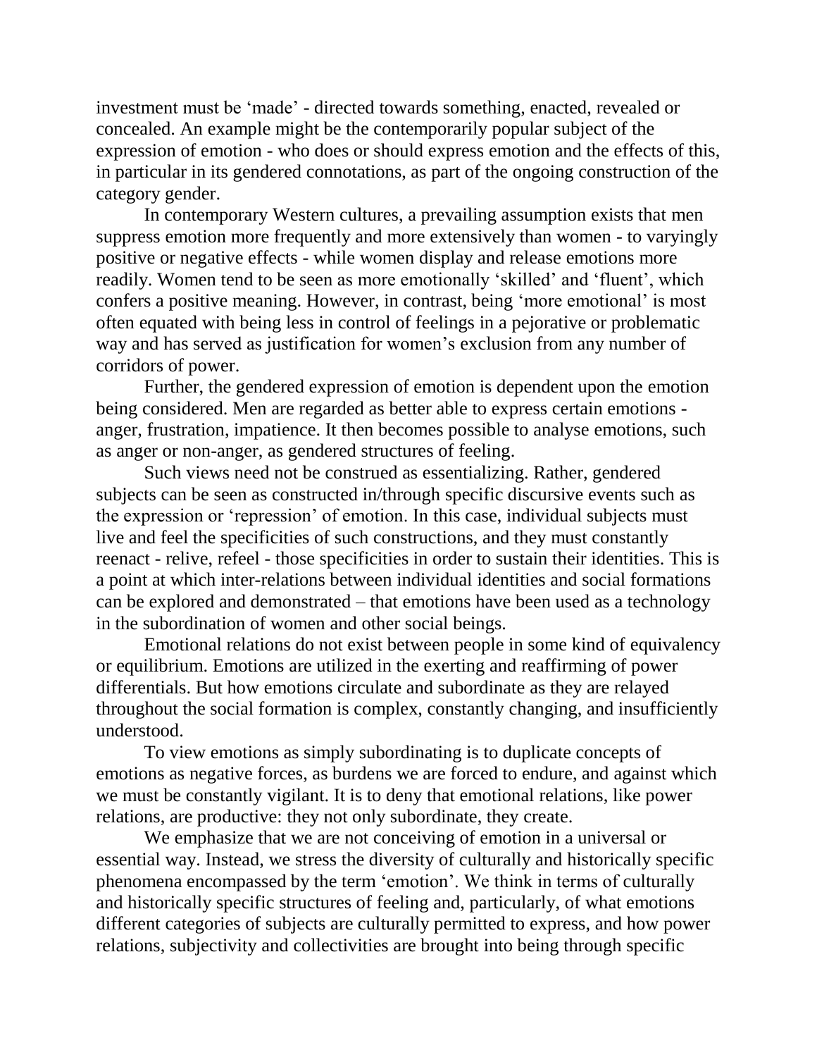investment must be 'made' - directed towards something, enacted, revealed or concealed. An example might be the contemporarily popular subject of the expression of emotion - who does or should express emotion and the effects of this, in particular in its gendered connotations, as part of the ongoing construction of the category gender.

In contemporary Western cultures, a prevailing assumption exists that men suppress emotion more frequently and more extensively than women - to varyingly positive or negative effects - while women display and release emotions more readily. Women tend to be seen as more emotionally 'skilled' and 'fluent', which confers a positive meaning. However, in contrast, being 'more emotional' is most often equated with being less in control of feelings in a pejorative or problematic way and has served as justification for women's exclusion from any number of corridors of power.

Further, the gendered expression of emotion is dependent upon the emotion being considered. Men are regarded as better able to express certain emotions - anger, frustration, impatience. It then becomes possible to analyse emotions, such as anger or non-anger, as gendered structures of feeling.

Such views need not be construed as essentializing. Rather, gendered subjects can be seen as constructed in/through specific discursive events such as the expression or 'repression' of emotion. In this case, individual subjects must live and feel the specificities of such constructions, and they must constantly reenact - relive, refeel - those specificities in order to sustain their identities. This is a point at which inter-relations between individual identities and social formations can be explored and demonstrated – that emotions have been used as a technology in the subordination of women and other social beings.

Emotional relations do not exist between people in some kind of equivalency or equilibrium. Emotions are utilized in the exerting and reaffirming of power differentials. But how emotions circulate and subordinate as they are relayed throughout the social formation is complex, constantly changing, and insufficiently understood.

To view emotions as simply subordinating is to duplicate concepts of emotions as negative forces, as burdens we are forced to endure, and against which we must be constantly vigilant. It is to deny that emotional relations, like power relations, are productive: they not only subordinate, they create.

We emphasize that we are not conceiving of emotion in a universal or essential way. Instead, we stress the diversity of culturally and historically specific phenomena encompassed by the term 'emotion'. We think in terms of culturally and historically specific structures of feeling and, particularly, of what emotions different categories of subjects are culturally permitted to express, and how power relations, subjectivity and collectivities are brought into being through specific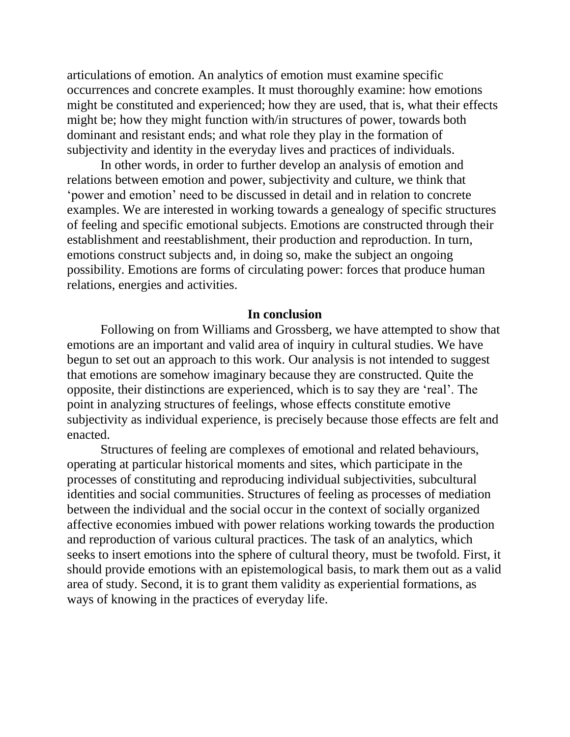articulations of emotion. An analytics of emotion must examine specific occurrences and concrete examples. It must thoroughly examine: how emotions might be constituted and experienced; how they are used, that is, what their effects might be; how they might function with/in structures of power, towards both dominant and resistant ends; and what role they play in the formation of subjectivity and identity in the everyday lives and practices of individuals.

In other words, in order to further develop an analysis of emotion and relations between emotion and power, subjectivity and culture, we think that 'power and emotion' need to be discussed in detail and in relation to concrete examples. We are interested in working towards a genealogy of specific structures of feeling and specific emotional subjects. Emotions are constructed through their establishment and reestablishment, their production and reproduction. In turn, emotions construct subjects and, in doing so, make the subject an ongoing possibility. Emotions are forms of circulating power: forces that produce human relations, energies and activities.

## In conclusion

Following on from Williams and Grossberg, we have attempted to show that emotions are an important and valid area of inquiry in cultural studies. We have begun to set out an approach to this work. Our analysis is not intended to suggest that emotions are somehow imaginary because they are constructed. Quite the opposite, their distinctions are experienced, which is to say they are 'real'. The point in analyzing structures of feelings, whose effects constitute emotive subjectivity as individual experience, is precisely because those effects are felt and enacted.

Structures of feeling are complexes of emotional and related behaviours, operating at particular historical moments and sites, which participate in the processes of constituting and reproducing individual subjectivities, subcultural identities and social communities. Structures of feeling as processes of mediation between the individual and the social occur in the context of socially organized affective economies imbued with power relations working towards the production and reproduction of various cultural practices. The task of an analytics, which seeks to insert emotions into the sphere of cultural theory, must be twofold. First, it should provide emotions with an epistemological basis, to mark them out as a valid area of study. Second, it is to grant them validity as experiential formations, as ways of knowing in the practices of everyday life.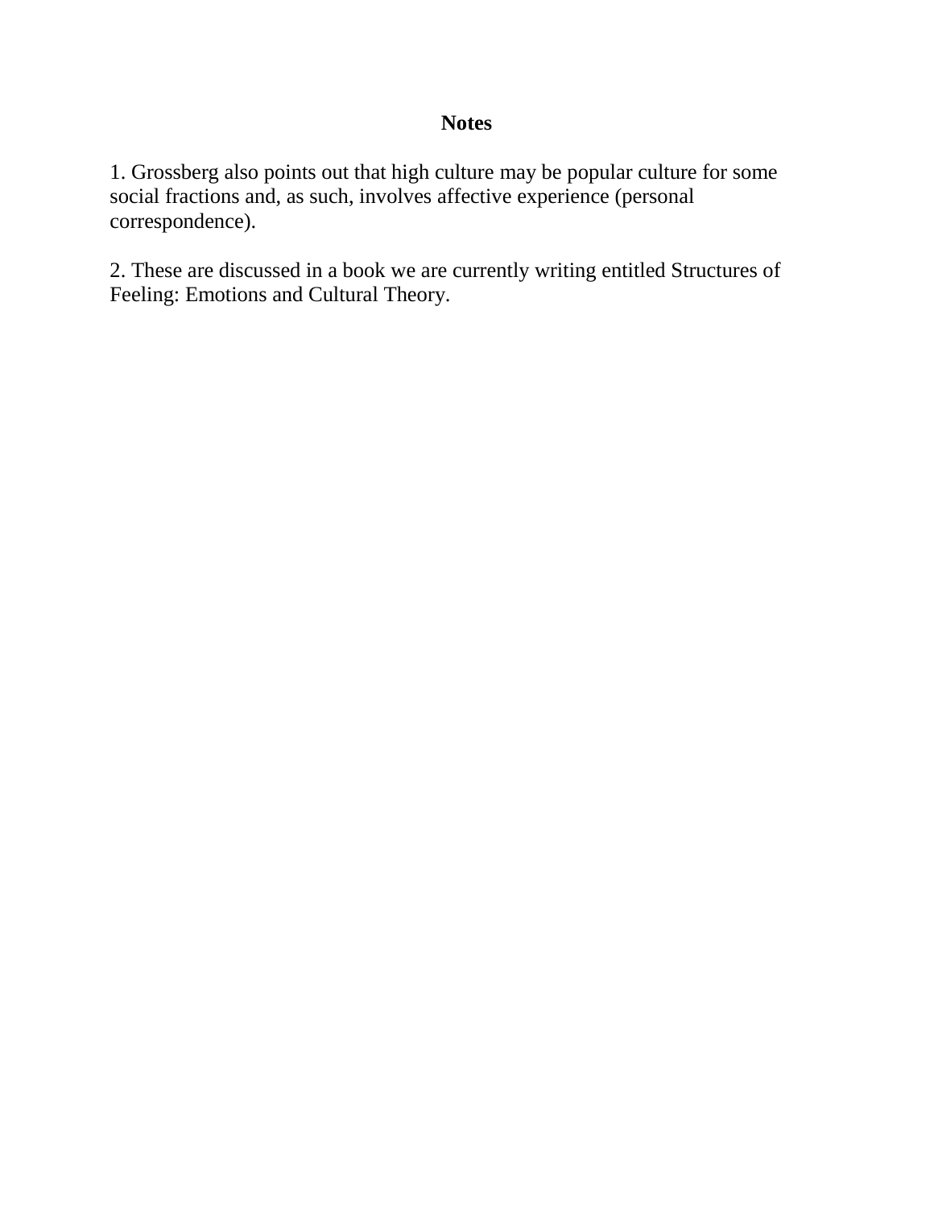## Notes

1. Grossberg also points out that high culture may be popular culture for some social fractions and, as such, involves affective experience (personal correspondence).

2. These are discussed in a book we are currently writing entitled Structures of Feeling: Emotions and Cultural Theory.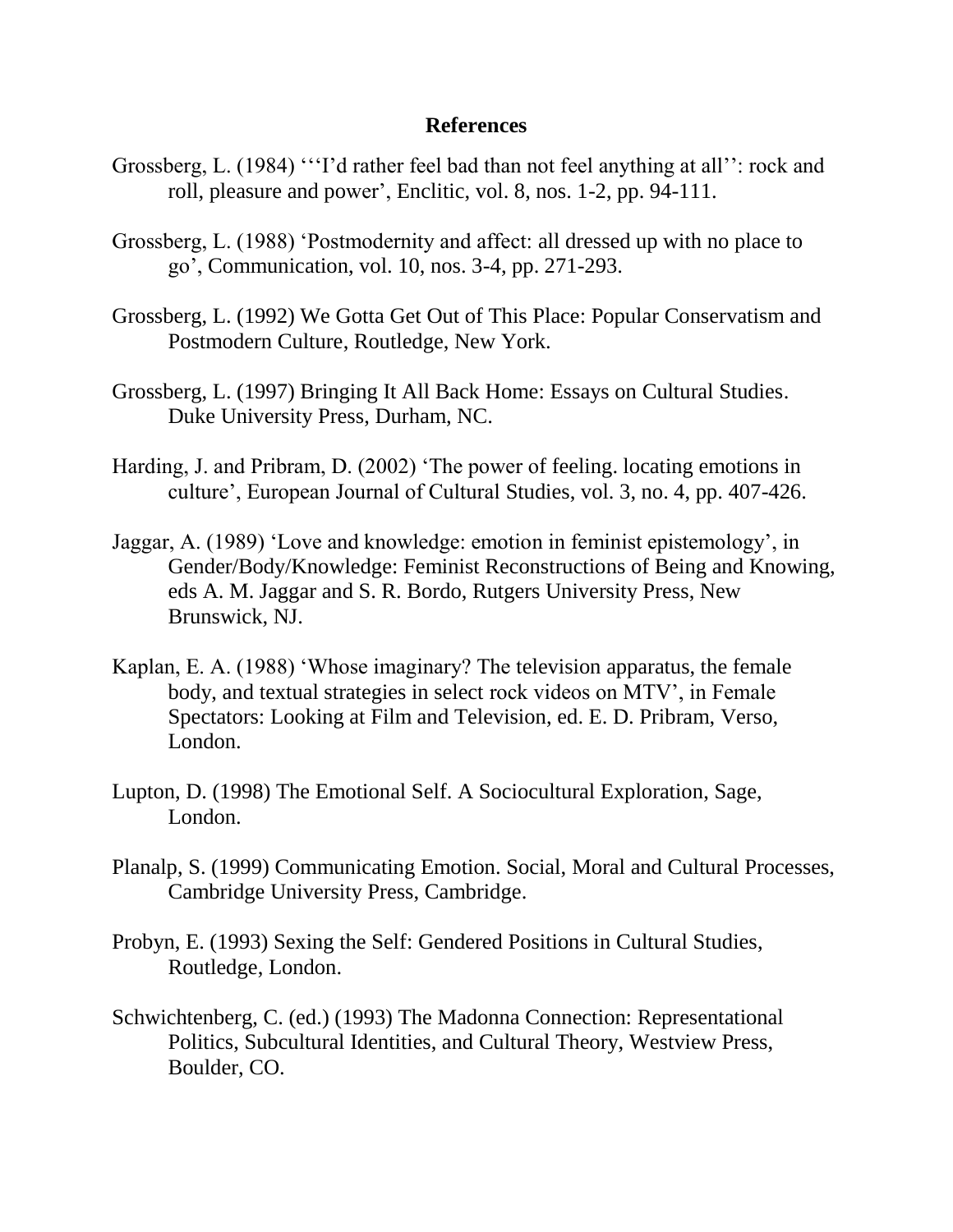**References**

Grossberg, L. (1984) '''I'd rather feel bad than not feel anything at all'': rock and roll, pleasure and power', Enclitic, vol. 8, nos. 1-2, pp. 94-111.

Grossberg, L. (1988) 'Postmodernity and affect: all dressed up with no place to go', Communication, vol. 10, nos. 3-4, pp. 271-293.

Grossberg, L. (1992) We Gotta Get Out of This Place: Popular Conservatism and Postmodern Culture, Routledge, New York.

Grossberg, L. (1997) Bringing It All Back Home: Essays on Cultural Studies. Duke University Press, Durham, NC.

Harding, J. and Pribram, D. (2002) 'The power of feeling. locating emotions in culture', European Journal of Cultural Studies, vol. 3, no. 4, pp. 407-426.

Jaggar, A. (1989) 'Love and knowledge: emotion in feminist epistemology', in Gender/Body/Knowledge: Feminist Reconstructions of Being and Knowing, eds A. M. Jaggar and S. R. Bordo, Rutgers University Press, New Brunswick, NJ.

Kaplan, E. A. (1988) 'Whose imaginary? The television apparatus, the female body, and textual strategies in select rock videos on MTV', in Female Spectators: Looking at Film and Television, ed. E. D. Pribram, Verso, London.

Lupton, D. (1998) The Emotional Self. A Sociocultural Exploration, Sage, London.

Planalp, S. (1999) Communicating Emotion. Social, Moral and Cultural Processes, Cambridge University Press, Cambridge.

Probyn, E. (1993) Sexing the Self: Gendered Positions in Cultural Studies, Routledge, London.

Schwichtenberg, C. (ed.) (1993) The Madonna Connection: Representational Politics, Subcultural Identities, and Cultural Theory, Westview Press, Boulder, CO.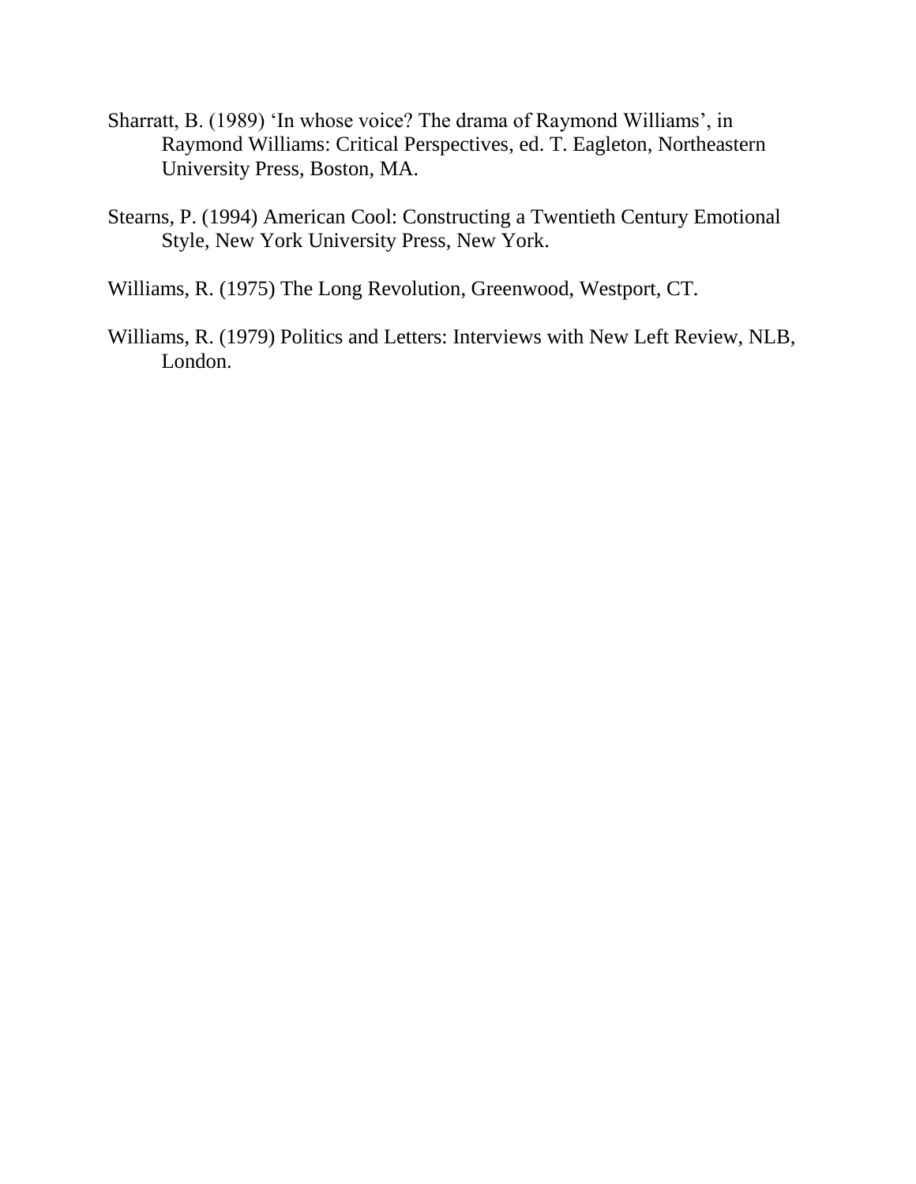Sharratt, B. (1989) 'In whose voice? The drama of Raymond Williams', in Raymond Williams: Critical Perspectives, ed. T. Eagleton, Northeastern University Press, Boston, MA.

Stearns, P. (1994) American Cool: Constructing a Twentieth Century Emotional Style, New York University Press, New York.

Williams, R. (1975) The Long Revolution, Greenwood, Westport, CT.

Williams, R. (1979) Politics and Letters: Interviews with New Left Review, NLB, London.